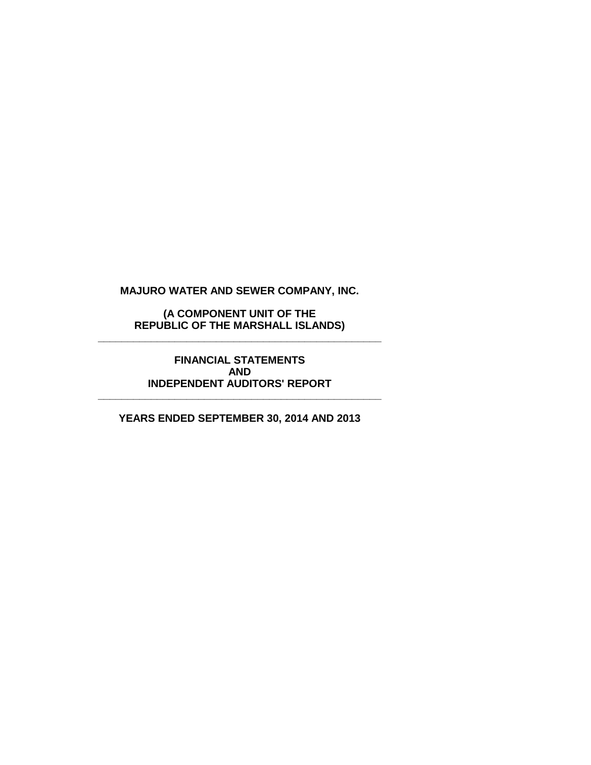# MAJURO WATER AND SEWER COMPANY, INC.

**(A COMPONENT UNIT OF THE REPUBLIC OF THE MARSHALL ISLANDS)**

---

**FINANCIAL STATEMENTS AND INDEPENDENT AUDITORS' REPORT**

---

**YEARS ENDED SEPTEMBER 30, 2014 AND 2013**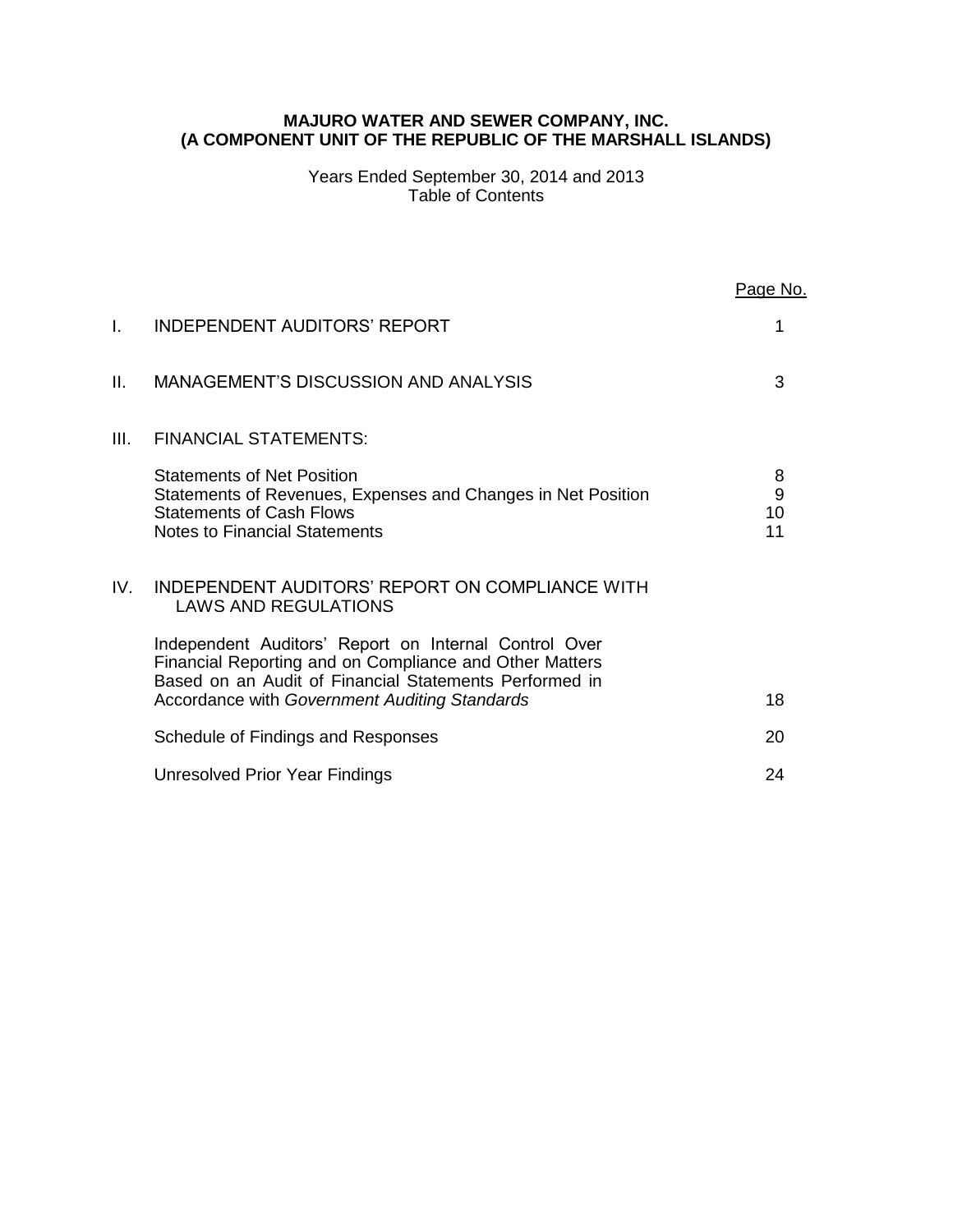**MAJURO WATER AND SEWER COMPANY, INC.**
**(A COMPONENT UNIT OF THE REPUBLIC OF THE MARSHALL ISLANDS)**

Years Ended September 30, 2014 and 2013
Table of Contents

| | | Page No. |
|---|---|---|
| I. | INDEPENDENT AUDITORS' REPORT | 1 |
| II. | MANAGEMENT'S DISCUSSION AND ANALYSIS | 3 |
| III. | FINANCIAL STATEMENTS: | |
| | Statements of Net Position | 8 |
| | Statements of Revenues, Expenses and Changes in Net Position | 9 |
| | Statements of Cash Flows | 10 |
| | Notes to Financial Statements | 11 |
| IV. | INDEPENDENT AUDITORS' REPORT ON COMPLIANCE WITH LAWS AND REGULATIONS | |
| | Independent Auditors' Report on Internal Control Over Financial Reporting and on Compliance and Other Matters Based on an Audit of Financial Statements Performed in Accordance with *Government Auditing Standards* | 18 |
| | Schedule of Findings and Responses | 20 |
| | Unresolved Prior Year Findings | 24 |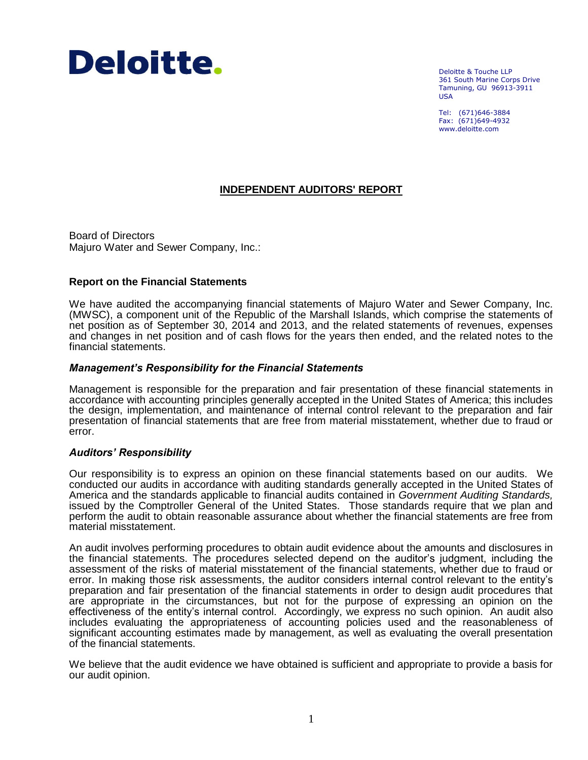Deloitte.

Deloitte & Touche LLP
361 South Marine Corps Drive
Tamuning, GU 96913-3911
USA

Tel: (671)646-3884
Fax: (671)649-4932
www.deloitte.com

## INDEPENDENT AUDITORS' REPORT

Board of Directors
Majuro Water and Sewer Company, Inc.:

### Report on the Financial Statements

We have audited the accompanying financial statements of Majuro Water and Sewer Company, Inc. (MWSC), a component unit of the Republic of the Marshall Islands, which comprise the statements of net position as of September 30, 2014 and 2013, and the related statements of revenues, expenses and changes in net position and of cash flows for the years then ended, and the related notes to the financial statements.

#### *Management's Responsibility for the Financial Statements*

Management is responsible for the preparation and fair presentation of these financial statements in accordance with accounting principles generally accepted in the United States of America; this includes the design, implementation, and maintenance of internal control relevant to the preparation and fair presentation of financial statements that are free from material misstatement, whether due to fraud or error.

#### *Auditors' Responsibility*

Our responsibility is to express an opinion on these financial statements based on our audits. We conducted our audits in accordance with auditing standards generally accepted in the United States of America and the standards applicable to financial audits contained in *Government Auditing Standards,* issued by the Comptroller General of the United States. Those standards require that we plan and perform the audit to obtain reasonable assurance about whether the financial statements are free from material misstatement.

An audit involves performing procedures to obtain audit evidence about the amounts and disclosures in the financial statements. The procedures selected depend on the auditor's judgment, including the assessment of the risks of material misstatement of the financial statements, whether due to fraud or error. In making those risk assessments, the auditor considers internal control relevant to the entity's preparation and fair presentation of the financial statements in order to design audit procedures that are appropriate in the circumstances, but not for the purpose of expressing an opinion on the effectiveness of the entity's internal control. Accordingly, we express no such opinion. An audit also includes evaluating the appropriateness of accounting policies used and the reasonableness of significant accounting estimates made by management, as well as evaluating the overall presentation of the financial statements.

We believe that the audit evidence we have obtained is sufficient and appropriate to provide a basis for our audit opinion.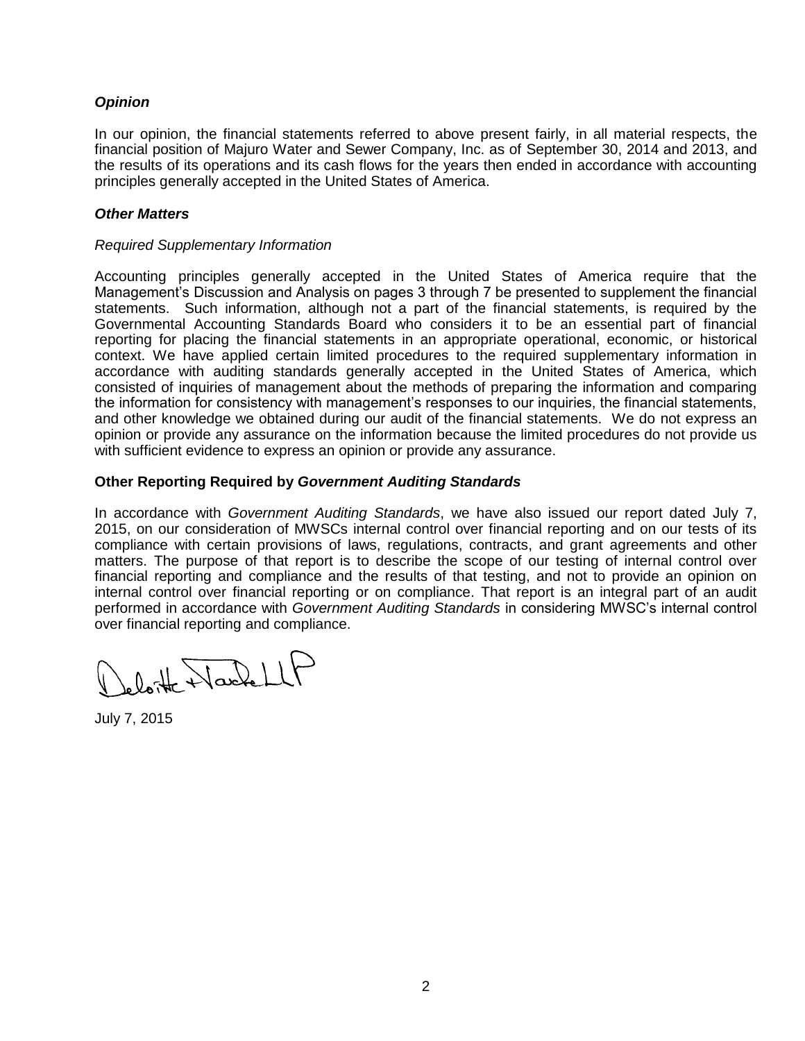### *Opinion*

In our opinion, the financial statements referred to above present fairly, in all material respects, the financial position of Majuro Water and Sewer Company, Inc. as of September 30, 2014 and 2013, and the results of its operations and its cash flows for the years then ended in accordance with accounting principles generally accepted in the United States of America.

### *Other Matters*

*Required Supplementary Information*

Accounting principles generally accepted in the United States of America require that the Management's Discussion and Analysis on pages 3 through 7 be presented to supplement the financial statements. Such information, although not a part of the financial statements, is required by the Governmental Accounting Standards Board who considers it to be an essential part of financial reporting for placing the financial statements in an appropriate operational, economic, or historical context. We have applied certain limited procedures to the required supplementary information in accordance with auditing standards generally accepted in the United States of America, which consisted of inquiries of management about the methods of preparing the information and comparing the information for consistency with management's responses to our inquiries, the financial statements, and other knowledge we obtained during our audit of the financial statements. We do not express an opinion or provide any assurance on the information because the limited procedures do not provide us with sufficient evidence to express an opinion or provide any assurance.

### Other Reporting Required by *Government Auditing Standards*

In accordance with *Government Auditing Standards*, we have also issued our report dated July 7, 2015, on our consideration of MWSCs internal control over financial reporting and on our tests of its compliance with certain provisions of laws, regulations, contracts, and grant agreements and other matters. The purpose of that report is to describe the scope of our testing of internal control over financial reporting and compliance and the results of that testing, and not to provide an opinion on internal control over financial reporting or on compliance. That report is an integral part of an audit performed in accordance with *Government Auditing Standards* in considering MWSC's internal control over financial reporting and compliance.

Deloitte & Touche LLP

July 7, 2015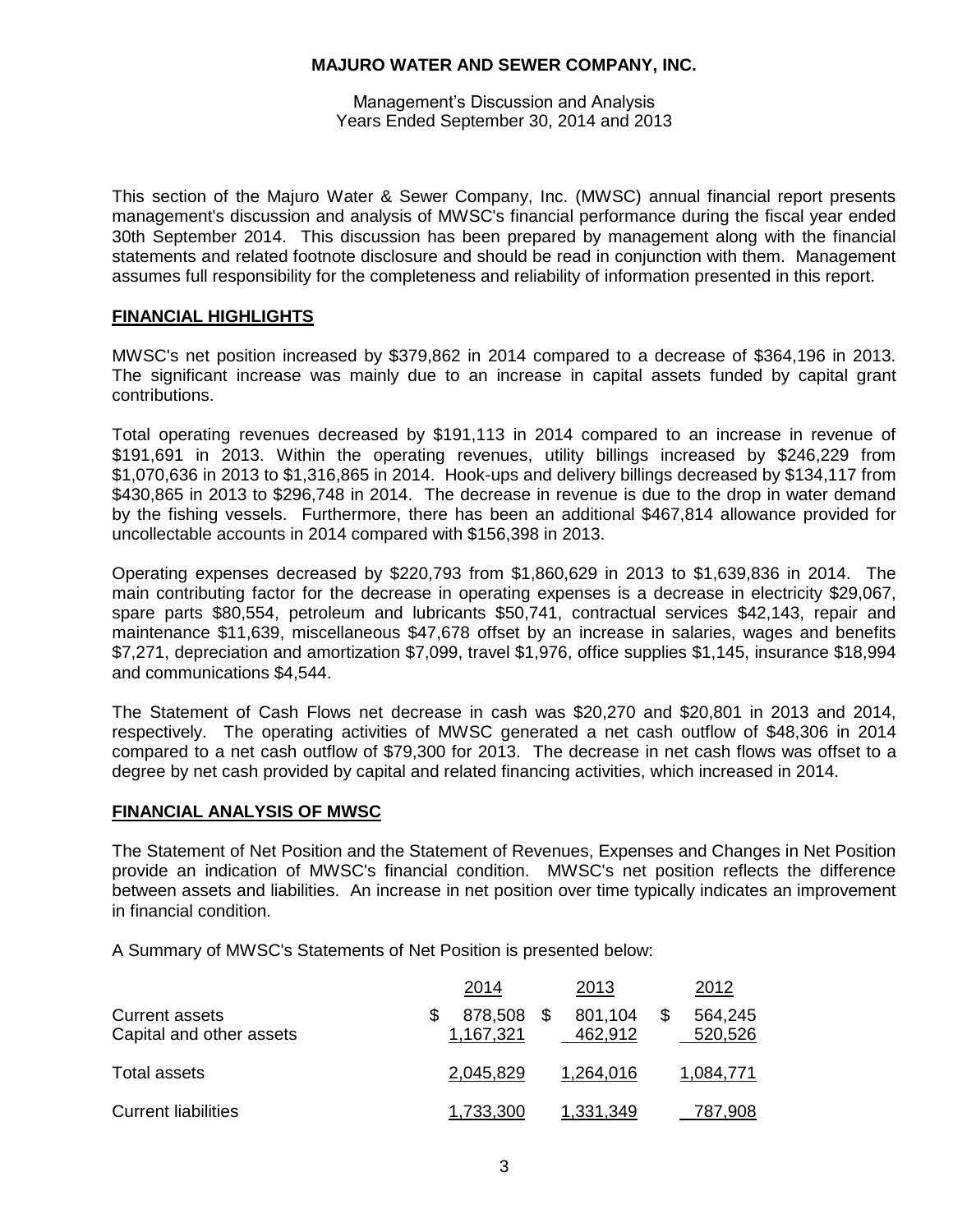**MAJURO WATER AND SEWER COMPANY, INC.**

Management's Discussion and Analysis
Years Ended September 30, 2014 and 2013

This section of the Majuro Water & Sewer Company, Inc. (MWSC) annual financial report presents management's discussion and analysis of MWSC's financial performance during the fiscal year ended 30th September 2014. This discussion has been prepared by management along with the financial statements and related footnote disclosure and should be read in conjunction with them. Management assumes full responsibility for the completeness and reliability of information presented in this report.

## FINANCIAL HIGHLIGHTS

MWSC's net position increased by $379,862 in 2014 compared to a decrease of $364,196 in 2013. The significant increase was mainly due to an increase in capital assets funded by capital grant contributions.

Total operating revenues decreased by $191,113 in 2014 compared to an increase in revenue of $191,691 in 2013. Within the operating revenues, utility billings increased by $246,229 from $1,070,636 in 2013 to $1,316,865 in 2014. Hook-ups and delivery billings decreased by $134,117 from $430,865 in 2013 to $296,748 in 2014. The decrease in revenue is due to the drop in water demand by the fishing vessels. Furthermore, there has been an additional $467,814 allowance provided for uncollectable accounts in 2014 compared with $156,398 in 2013.

Operating expenses decreased by $220,793 from $1,860,629 in 2013 to $1,639,836 in 2014. The main contributing factor for the decrease in operating expenses is a decrease in electricity $29,067, spare parts $80,554, petroleum and lubricants $50,741, contractual services $42,143, repair and maintenance $11,639, miscellaneous $47,678 offset by an increase in salaries, wages and benefits $7,271, depreciation and amortization $7,099, travel $1,976, office supplies $1,145, insurance $18,994 and communications $4,544.

The Statement of Cash Flows net decrease in cash was $20,270 and $20,801 in 2013 and 2014, respectively. The operating activities of MWSC generated a net cash outflow of $48,306 in 2014 compared to a net cash outflow of $79,300 for 2013. The decrease in net cash flows was offset to a degree by net cash provided by capital and related financing activities, which increased in 2014.

## FINANCIAL ANALYSIS OF MWSC

The Statement of Net Position and the Statement of Revenues, Expenses and Changes in Net Position provide an indication of MWSC's financial condition. MWSC's net position reflects the difference between assets and liabilities. An increase in net position over time typically indicates an improvement in financial condition.

A Summary of MWSC's Statements of Net Position is presented below:

| | 2014 | 2013 | 2012 |
|---|---|---|---|
| Current assets | $ 878,508 | $ 801,104 | $ 564,245 |
| Capital and other assets | 1,167,321 | 462,912 | 520,526 |
| Total assets | 2,045,829 | 1,264,016 | 1,084,771 |
| Current liabilities | 1,733,300 | 1,331,349 | 787,908 |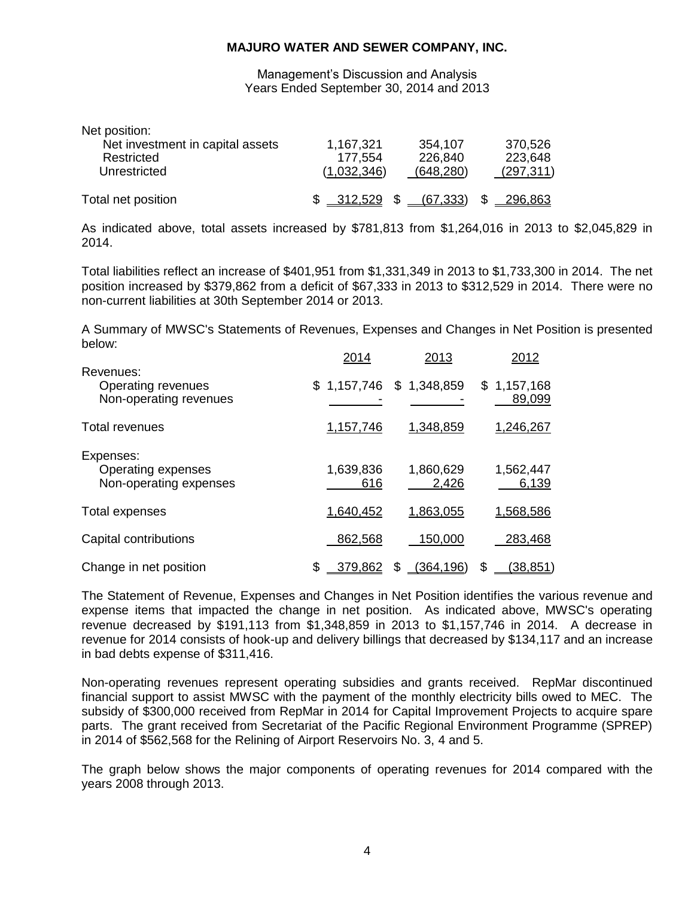**MAJURO WATER AND SEWER COMPANY, INC.**

Management's Discussion and Analysis
Years Ended September 30, 2014 and 2013

| | | | |
|---|---|---|---|
| Net position: | | | |
| Net investment in capital assets | 1,167,321 | 354,107 | 370,526 |
| Restricted | 177,554 | 226,840 | 223,648 |
| Unrestricted | (1,032,346) | (648,280) | (297,311) |
| Total net position | $ 312,529 | $ (67,333) | $ 296,863 |

As indicated above, total assets increased by $781,813 from $1,264,016 in 2013 to $2,045,829 in 2014.

Total liabilities reflect an increase of $401,951 from $1,331,349 in 2013 to $1,733,300 in 2014. The net position increased by $379,862 from a deficit of $67,333 in 2013 to $312,529 in 2014. There were no non-current liabilities at 30th September 2014 or 2013.

A Summary of MWSC's Statements of Revenues, Expenses and Changes in Net Position is presented below:

| | 2014 | 2013 | 2012 |
|---|---|---|---|
| Revenues: | | | |
| Operating revenues | $ 1,157,746 | $ 1,348,859 | $ 1,157,168 |
| Non-operating revenues | - | - | 89,099 |
| Total revenues | 1,157,746 | 1,348,859 | 1,246,267 |
| Expenses: | | | |
| Operating expenses | 1,639,836 | 1,860,629 | 1,562,447 |
| Non-operating expenses | 616 | 2,426 | 6,139 |
| Total expenses | 1,640,452 | 1,863,055 | 1,568,586 |
| Capital contributions | 862,568 | 150,000 | 283,468 |
| Change in net position | $ 379,862 | $ (364,196) | $ (38,851) |

The Statement of Revenue, Expenses and Changes in Net Position identifies the various revenue and expense items that impacted the change in net position. As indicated above, MWSC's operating revenue decreased by $191,113 from $1,348,859 in 2013 to $1,157,746 in 2014. A decrease in revenue for 2014 consists of hook-up and delivery billings that decreased by $134,117 and an increase in bad debts expense of $311,416.

Non-operating revenues represent operating subsidies and grants received. RepMar discontinued financial support to assist MWSC with the payment of the monthly electricity bills owed to MEC. The subsidy of $300,000 received from RepMar in 2014 for Capital Improvement Projects to acquire spare parts. The grant received from Secretariat of the Pacific Regional Environment Programme (SPREP) in 2014 of $562,568 for the Relining of Airport Reservoirs No. 3, 4 and 5.

The graph below shows the major components of operating revenues for 2014 compared with the years 2008 through 2013.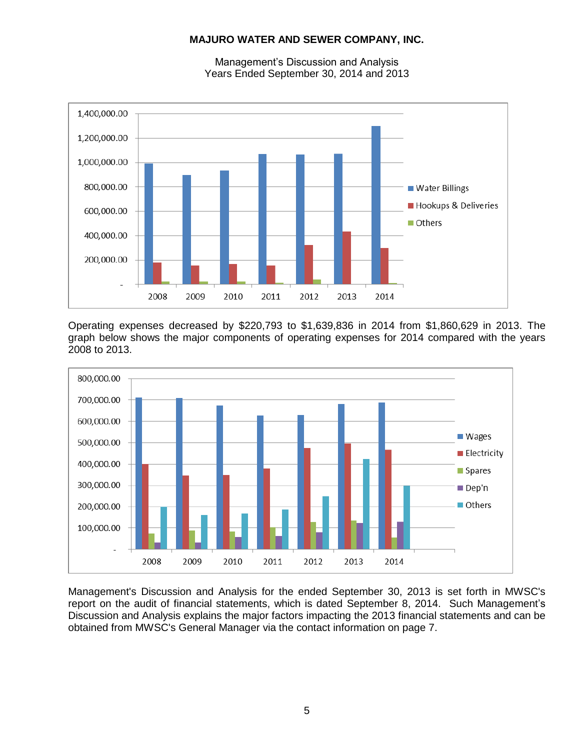Operating expenses decreased by $220,793 to $1,639,836 in 2014 from $1,860,629 in 2013. The graph below shows the major components of operating expenses for 2014 compared with the years 2008 to 2013.

Management's Discussion and Analysis for the ended September 30, 2013 is set forth in MWSC's report on the audit of financial statements, which is dated September 8, 2014. Such Management's Discussion and Analysis explains the major factors impacting the 2013 financial statements and can be obtained from MWSC's General Manager via the contact information on page 7.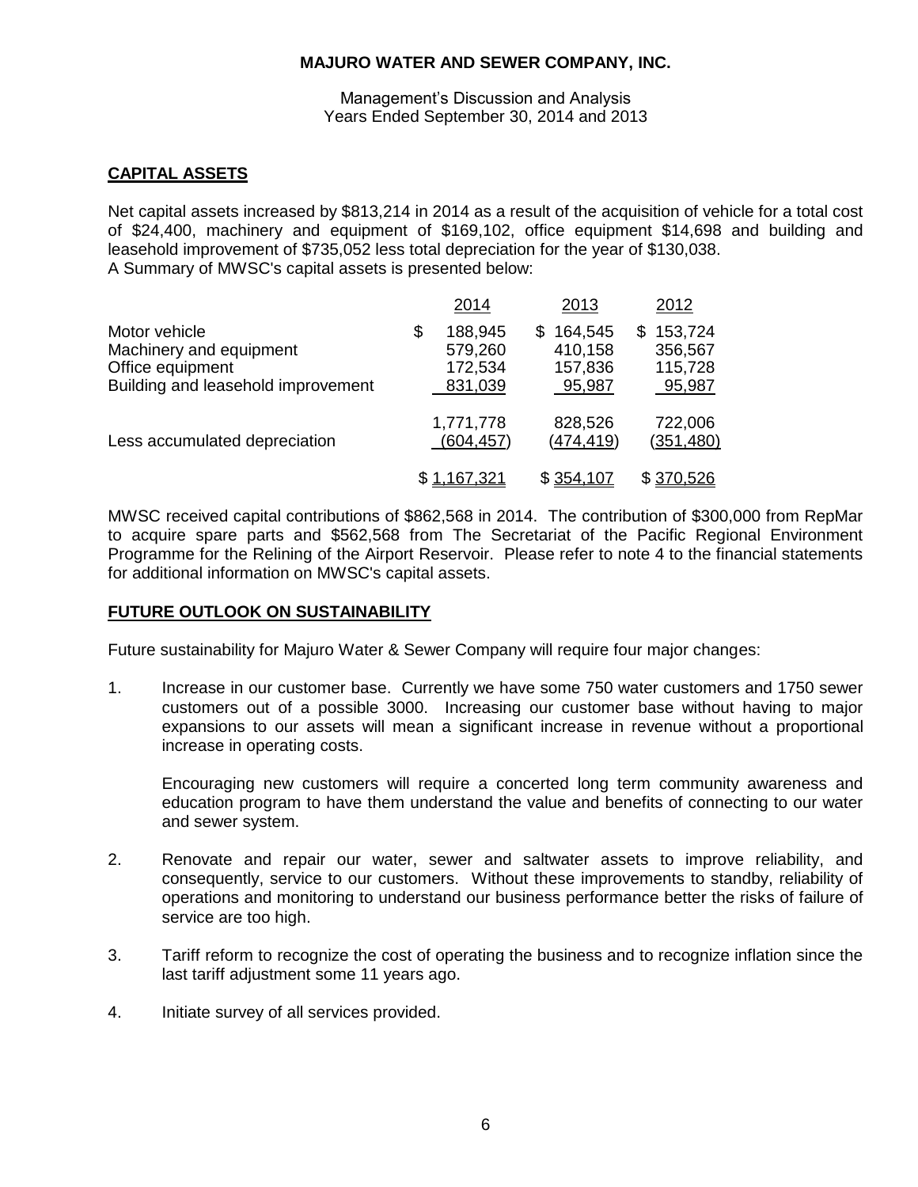**MAJURO WATER AND SEWER COMPANY, INC.**

Management's Discussion and Analysis
Years Ended September 30, 2014 and 2013

## CAPITAL ASSETS

Net capital assets increased by $813,214 in 2014 as a result of the acquisition of vehicle for a total cost of $24,400, machinery and equipment of $169,102, office equipment $14,698 and building and leasehold improvement of $735,052 less total depreciation for the year of $130,038.
A Summary of MWSC's capital assets is presented below:

| | 2014 | 2013 | 2012 |
|---|---|---|---|
| Motor vehicle | $ 188,945 | $ 164,545 | $ 153,724 |
| Machinery and equipment | 579,260 | 410,158 | 356,567 |
| Office equipment | 172,534 | 157,836 | 115,728 |
| Building and leasehold improvement | 831,039 | 95,987 | 95,987 |
| | 1,771,778 | 828,526 | 722,006 |
| Less accumulated depreciation | (604,457) | (474,419) | (351,480) |
| | $ 1,167,321 | $ 354,107 | $ 370,526 |

MWSC received capital contributions of $862,568 in 2014. The contribution of $300,000 from RepMar to acquire spare parts and $562,568 from The Secretariat of the Pacific Regional Environment Programme for the Relining of the Airport Reservoir. Please refer to note 4 to the financial statements for additional information on MWSC's capital assets.

## FUTURE OUTLOOK ON SUSTAINABILITY

Future sustainability for Majuro Water & Sewer Company will require four major changes:

1. Increase in our customer base. Currently we have some 750 water customers and 1750 sewer customers out of a possible 3000. Increasing our customer base without having to major expansions to our assets will mean a significant increase in revenue without a proportional increase in operating costs.

   Encouraging new customers will require a concerted long term community awareness and education program to have them understand the value and benefits of connecting to our water and sewer system.

2. Renovate and repair our water, sewer and saltwater assets to improve reliability, and consequently, service to our customers. Without these improvements to standby, reliability of operations and monitoring to understand our business performance better the risks of failure of service are too high.

3. Tariff reform to recognize the cost of operating the business and to recognize inflation since the last tariff adjustment some 11 years ago.

4. Initiate survey of all services provided.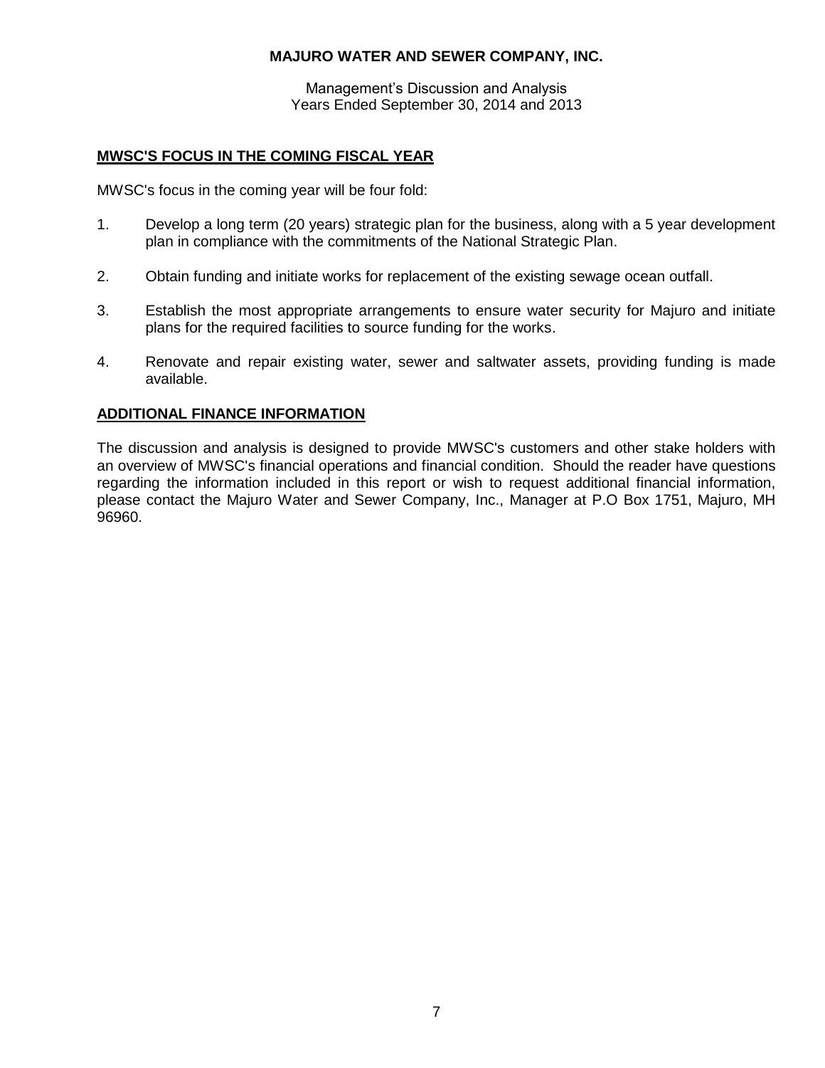## MWSC'S FOCUS IN THE COMING FISCAL YEAR

MWSC's focus in the coming year will be four fold:

1. Develop a long term (20 years) strategic plan for the business, along with a 5 year development plan in compliance with the commitments of the National Strategic Plan.
2. Obtain funding and initiate works for replacement of the existing sewage ocean outfall.
3. Establish the most appropriate arrangements to ensure water security for Majuro and initiate plans for the required facilities to source funding for the works.
4. Renovate and repair existing water, sewer and saltwater assets, providing funding is made available.

## ADDITIONAL FINANCE INFORMATION

The discussion and analysis is designed to provide MWSC's customers and other stake holders with an overview of MWSC's financial operations and financial condition. Should the reader have questions regarding the information included in this report or wish to request additional financial information, please contact the Majuro Water and Sewer Company, Inc., Manager at P.O Box 1751, Majuro, MH 96960.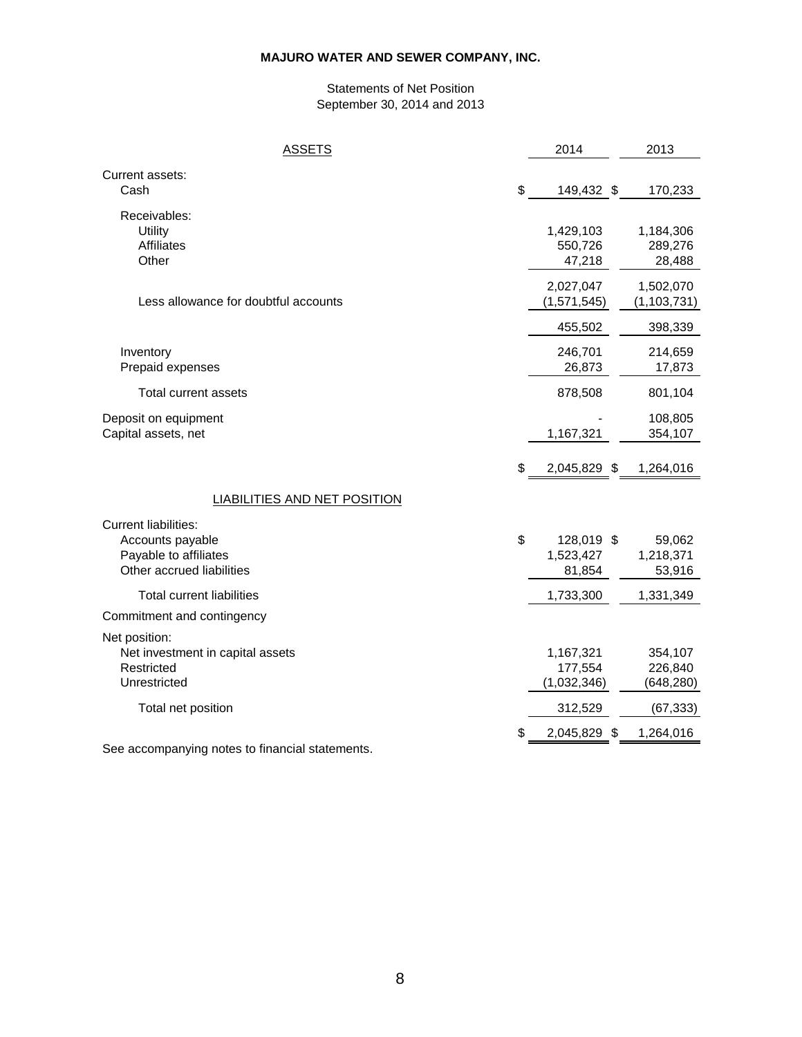# MAJURO WATER AND SEWER COMPANY, INC.

Statements of Net Position
September 30, 2014 and 2013

| ASSETS | 2014 | 2013 |
|---|---|---|
| Current assets: | | |
| Cash | $ 149,432 | $ 170,233 |
| Receivables: | | |
| Utility | 1,429,103 | 1,184,306 |
| Affiliates | 550,726 | 289,276 |
| Other | 47,218 | 28,488 |
| | 2,027,047 | 1,502,070 |
| Less allowance for doubtful accounts | (1,571,545) | (1,103,731) |
| | 455,502 | 398,339 |
| Inventory | 246,701 | 214,659 |
| Prepaid expenses | 26,873 | 17,873 |
| Total current assets | 878,508 | 801,104 |
| Deposit on equipment | - | 108,805 |
| Capital assets, net | 1,167,321 | 354,107 |
| | $ 2,045,829 | $ 1,264,016 |
| LIABILITIES AND NET POSITION | | |
| Current liabilities: | | |
| Accounts payable | $ 128,019 | $ 59,062 |
| Payable to affiliates | 1,523,427 | 1,218,371 |
| Other accrued liabilities | 81,854 | 53,916 |
| Total current liabilities | 1,733,300 | 1,331,349 |
| Commitment and contingency | | |
| Net position: | | |
| Net investment in capital assets | 1,167,321 | 354,107 |
| Restricted | 177,554 | 226,840 |
| Unrestricted | (1,032,346) | (648,280) |
| Total net position | 312,529 | (67,333) |
| | $ 2,045,829 | $ 1,264,016 |

See accompanying notes to financial statements.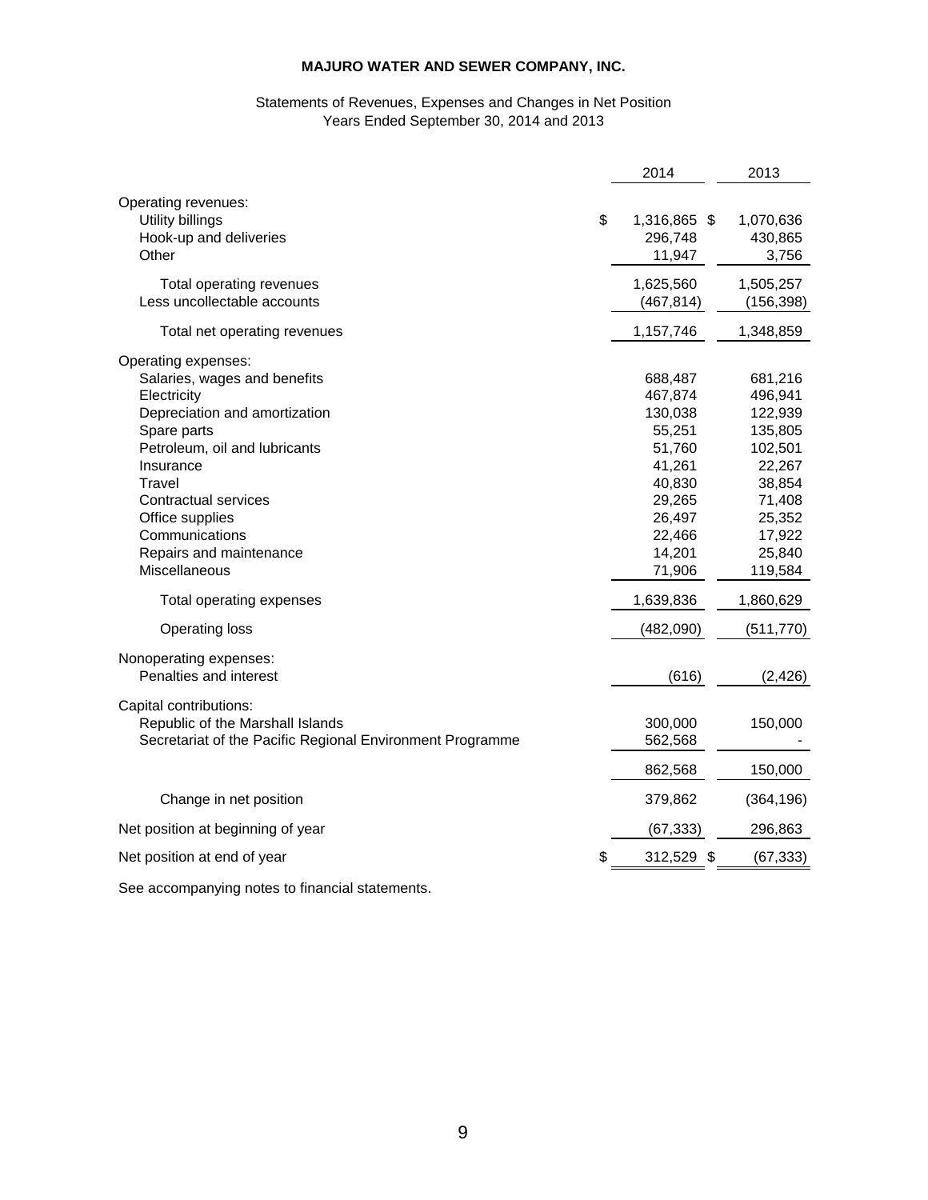**MAJURO WATER AND SEWER COMPANY, INC.**

Statements of Revenues, Expenses and Changes in Net Position
Years Ended September 30, 2014 and 2013

| | 2014 | 2013 |
|---|---|---|
| Operating revenues: | | |
| Utility billings | $ 1,316,865 | $ 1,070,636 |
| Hook-up and deliveries | 296,748 | 430,865 |
| Other | 11,947 | 3,756 |
| Total operating revenues | 1,625,560 | 1,505,257 |
| Less uncollectable accounts | (467,814) | (156,398) |
| Total net operating revenues | 1,157,746 | 1,348,859 |
| Operating expenses: | | |
| Salaries, wages and benefits | 688,487 | 681,216 |
| Electricity | 467,874 | 496,941 |
| Depreciation and amortization | 130,038 | 122,939 |
| Spare parts | 55,251 | 135,805 |
| Petroleum, oil and lubricants | 51,760 | 102,501 |
| Insurance | 41,261 | 22,267 |
| Travel | 40,830 | 38,854 |
| Contractual services | 29,265 | 71,408 |
| Office supplies | 26,497 | 25,352 |
| Communications | 22,466 | 17,922 |
| Repairs and maintenance | 14,201 | 25,840 |
| Miscellaneous | 71,906 | 119,584 |
| Total operating expenses | 1,639,836 | 1,860,629 |
| Operating loss | (482,090) | (511,770) |
| Nonoperating expenses: | | |
| Penalties and interest | (616) | (2,426) |
| Capital contributions: | | |
| Republic of the Marshall Islands | 300,000 | 150,000 |
| Secretariat of the Pacific Regional Environment Programme | 562,568 | - |
| | 862,568 | 150,000 |
| Change in net position | 379,862 | (364,196) |
| Net position at beginning of year | (67,333) | 296,863 |
| Net position at end of year | $ 312,529 | $ (67,333) |

See accompanying notes to financial statements.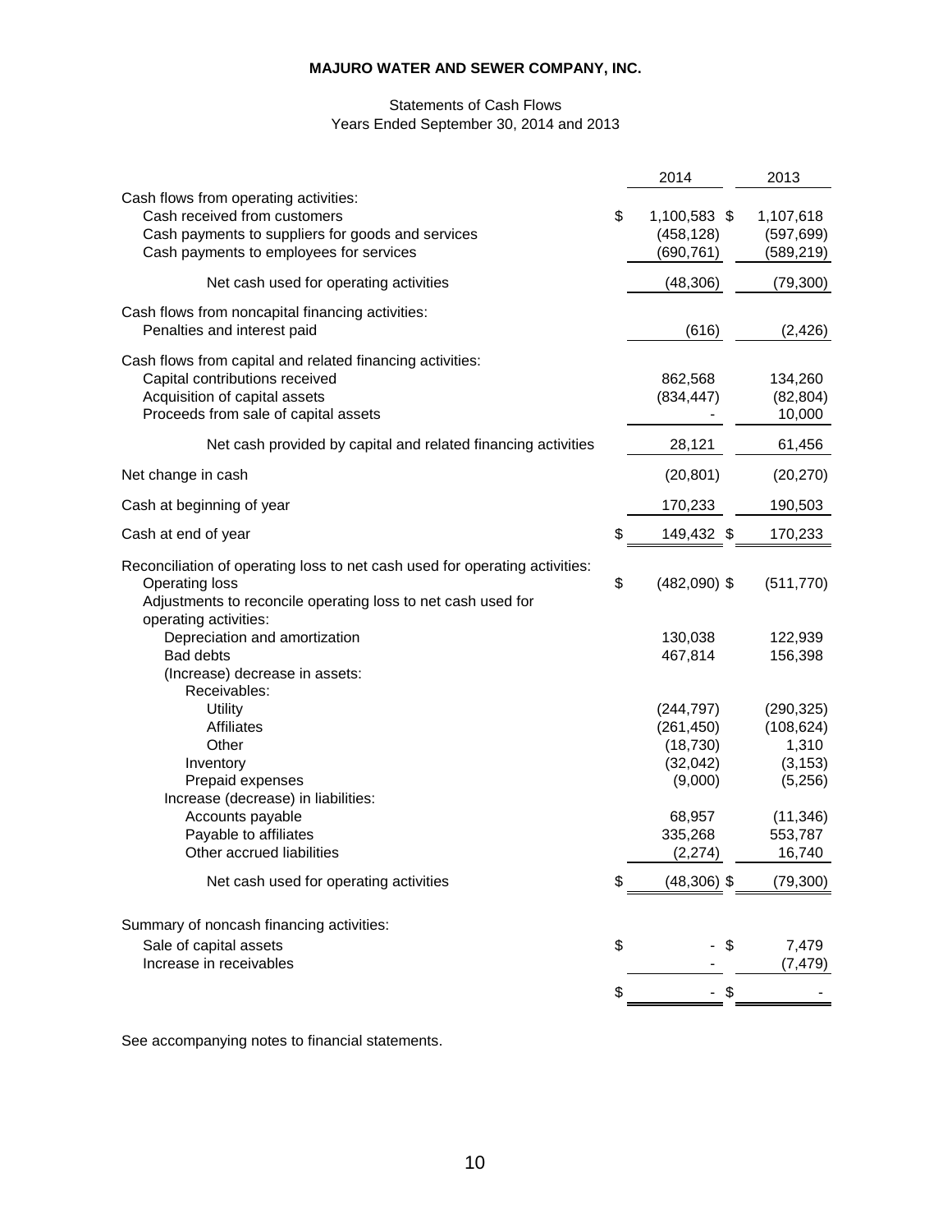**MAJURO WATER AND SEWER COMPANY, INC.**

Statements of Cash Flows
Years Ended September 30, 2014 and 2013

| | 2014 | 2013 |
|---|---|---|
| Cash flows from operating activities: | | |
| Cash received from customers | $ 1,100,583 | $ 1,107,618 |
| Cash payments to suppliers for goods and services | (458,128) | (597,699) |
| Cash payments to employees for services | (690,761) | (589,219) |
| Net cash used for operating activities | (48,306) | (79,300) |
| Cash flows from noncapital financing activities: | | |
| Penalties and interest paid | (616) | (2,426) |
| Cash flows from capital and related financing activities: | | |
| Capital contributions received | 862,568 | 134,260 |
| Acquisition of capital assets | (834,447) | (82,804) |
| Proceeds from sale of capital assets | - | 10,000 |
| Net cash provided by capital and related financing activities | 28,121 | 61,456 |
| Net change in cash | (20,801) | (20,270) |
| Cash at beginning of year | 170,233 | 190,503 |
| Cash at end of year | $ 149,432 | $ 170,233 |
| Reconciliation of operating loss to net cash used for operating activities: | | |
| Operating loss | $ (482,090) | $ (511,770) |
| Adjustments to reconcile operating loss to net cash used for operating activities: | | |
| Depreciation and amortization | 130,038 | 122,939 |
| Bad debts | 467,814 | 156,398 |
| (Increase) decrease in assets: | | |
| Receivables: | | |
| Utility | (244,797) | (290,325) |
| Affiliates | (261,450) | (108,624) |
| Other | (18,730) | 1,310 |
| Inventory | (32,042) | (3,153) |
| Prepaid expenses | (9,000) | (5,256) |
| Increase (decrease) in liabilities: | | |
| Accounts payable | 68,957 | (11,346) |
| Payable to affiliates | 335,268 | 553,787 |
| Other accrued liabilities | (2,274) | 16,740 |
| Net cash used for operating activities | $ (48,306) | $ (79,300) |
| Summary of noncash financing activities: | | |
| Sale of capital assets | $ - | $ 7,479 |
| Increase in receivables | - | (7,479) |
| | $ - | $ - |

See accompanying notes to financial statements.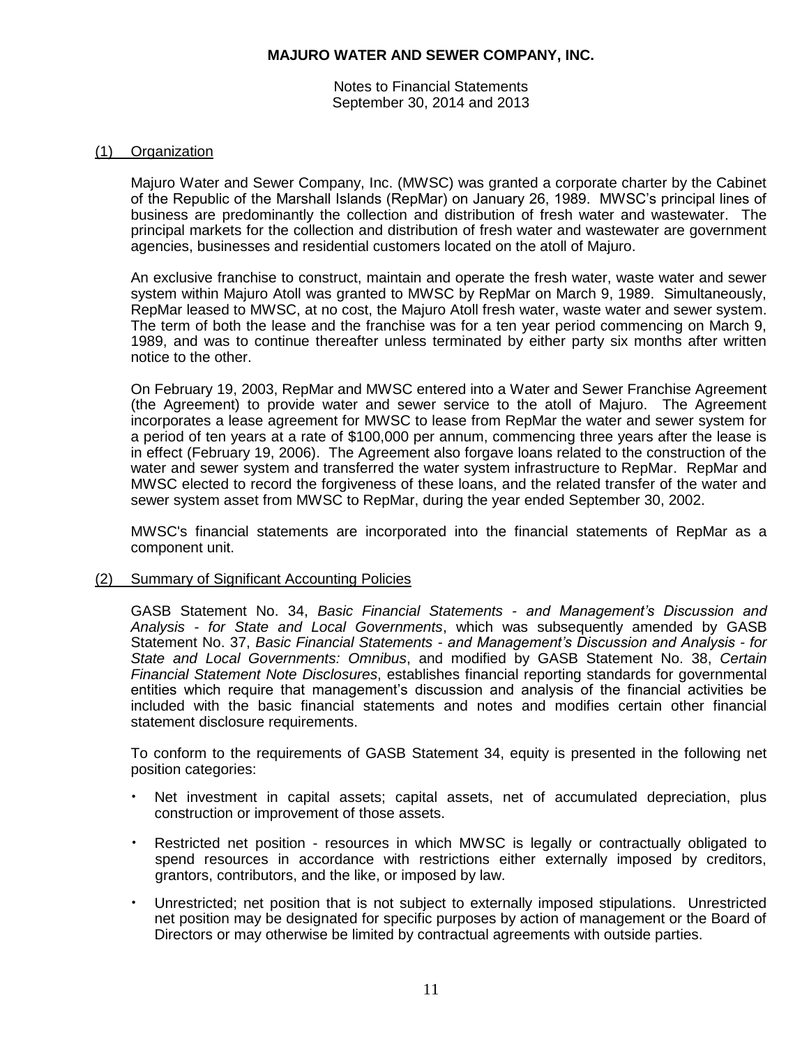**MAJURO WATER AND SEWER COMPANY, INC.**

Notes to Financial Statements
September 30, 2014 and 2013

## (1) Organization

Majuro Water and Sewer Company, Inc. (MWSC) was granted a corporate charter by the Cabinet of the Republic of the Marshall Islands (RepMar) on January 26, 1989. MWSC's principal lines of business are predominantly the collection and distribution of fresh water and wastewater. The principal markets for the collection and distribution of fresh water and wastewater are government agencies, businesses and residential customers located on the atoll of Majuro.

An exclusive franchise to construct, maintain and operate the fresh water, waste water and sewer system within Majuro Atoll was granted to MWSC by RepMar on March 9, 1989. Simultaneously, RepMar leased to MWSC, at no cost, the Majuro Atoll fresh water, waste water and sewer system. The term of both the lease and the franchise was for a ten year period commencing on March 9, 1989, and was to continue thereafter unless terminated by either party six months after written notice to the other.

On February 19, 2003, RepMar and MWSC entered into a Water and Sewer Franchise Agreement (the Agreement) to provide water and sewer service to the atoll of Majuro. The Agreement incorporates a lease agreement for MWSC to lease from RepMar the water and sewer system for a period of ten years at a rate of $100,000 per annum, commencing three years after the lease is in effect (February 19, 2006). The Agreement also forgave loans related to the construction of the water and sewer system and transferred the water system infrastructure to RepMar. RepMar and MWSC elected to record the forgiveness of these loans, and the related transfer of the water and sewer system asset from MWSC to RepMar, during the year ended September 30, 2002.

MWSC's financial statements are incorporated into the financial statements of RepMar as a component unit.

## (2) Summary of Significant Accounting Policies

GASB Statement No. 34, *Basic Financial Statements - and Management's Discussion and Analysis - for State and Local Governments*, which was subsequently amended by GASB Statement No. 37, *Basic Financial Statements - and Management's Discussion and Analysis - for State and Local Governments: Omnibus*, and modified by GASB Statement No. 38, *Certain Financial Statement Note Disclosures*, establishes financial reporting standards for governmental entities which require that management's discussion and analysis of the financial activities be included with the basic financial statements and notes and modifies certain other financial statement disclosure requirements.

To conform to the requirements of GASB Statement 34, equity is presented in the following net position categories:

- Net investment in capital assets; capital assets, net of accumulated depreciation, plus construction or improvement of those assets.
- Restricted net position - resources in which MWSC is legally or contractually obligated to spend resources in accordance with restrictions either externally imposed by creditors, grantors, contributors, and the like, or imposed by law.
- Unrestricted; net position that is not subject to externally imposed stipulations. Unrestricted net position may be designated for specific purposes by action of management or the Board of Directors or may otherwise be limited by contractual agreements with outside parties.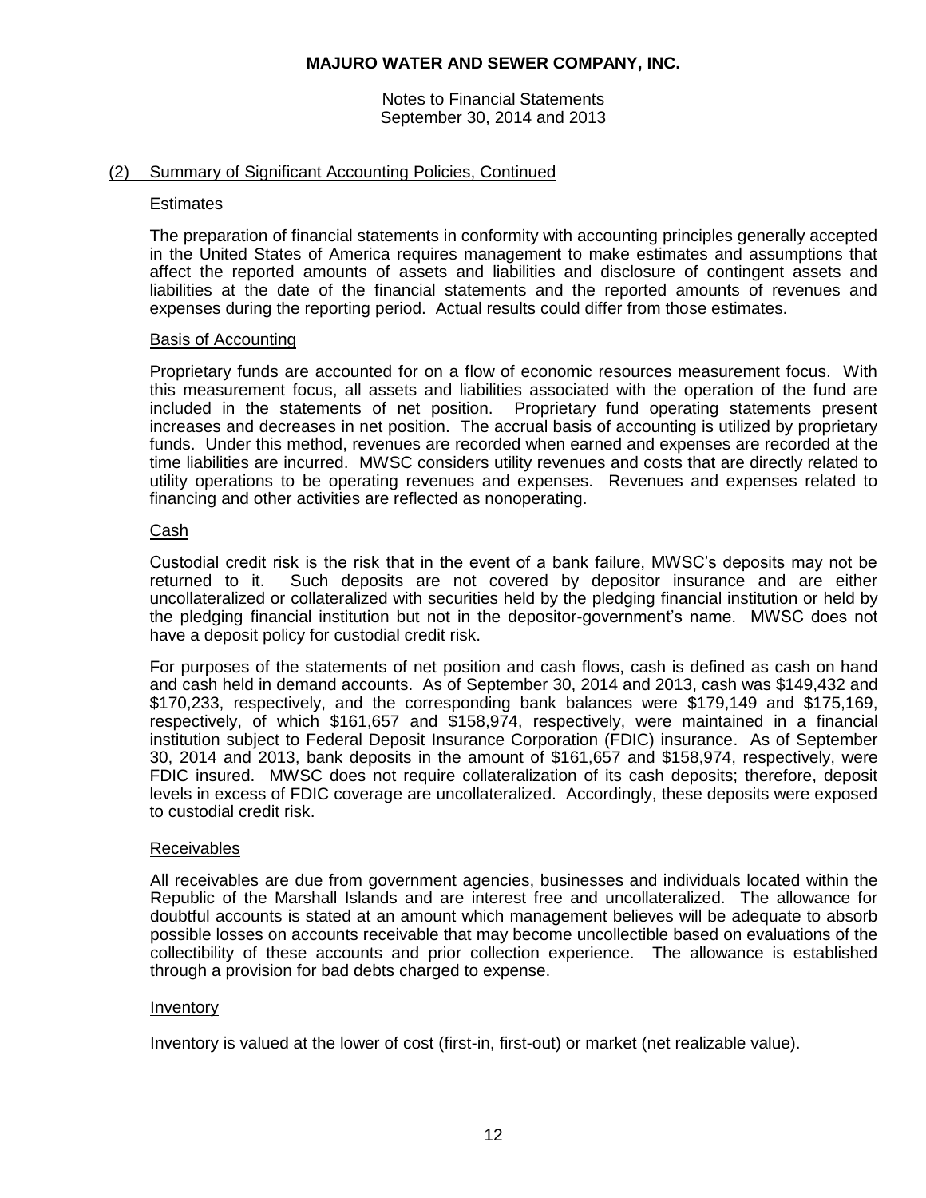# MAJURO WATER AND SEWER COMPANY, INC.

Notes to Financial Statements
September 30, 2014 and 2013

## (2) Summary of Significant Accounting Policies, Continued

### Estimates

The preparation of financial statements in conformity with accounting principles generally accepted in the United States of America requires management to make estimates and assumptions that affect the reported amounts of assets and liabilities and disclosure of contingent assets and liabilities at the date of the financial statements and the reported amounts of revenues and expenses during the reporting period. Actual results could differ from those estimates.

### Basis of Accounting

Proprietary funds are accounted for on a flow of economic resources measurement focus. With this measurement focus, all assets and liabilities associated with the operation of the fund are included in the statements of net position. Proprietary fund operating statements present increases and decreases in net position. The accrual basis of accounting is utilized by proprietary funds. Under this method, revenues are recorded when earned and expenses are recorded at the time liabilities are incurred. MWSC considers utility revenues and costs that are directly related to utility operations to be operating revenues and expenses. Revenues and expenses related to financing and other activities are reflected as nonoperating.

### Cash

Custodial credit risk is the risk that in the event of a bank failure, MWSC's deposits may not be returned to it. Such deposits are not covered by depositor insurance and are either uncollateralized or collateralized with securities held by the pledging financial institution or held by the pledging financial institution but not in the depositor-government's name. MWSC does not have a deposit policy for custodial credit risk.

For purposes of the statements of net position and cash flows, cash is defined as cash on hand and cash held in demand accounts. As of September 30, 2014 and 2013, cash was $149,432 and $170,233, respectively, and the corresponding bank balances were $179,149 and $175,169, respectively, of which $161,657 and $158,974, respectively, were maintained in a financial institution subject to Federal Deposit Insurance Corporation (FDIC) insurance. As of September 30, 2014 and 2013, bank deposits in the amount of $161,657 and $158,974, respectively, were FDIC insured. MWSC does not require collateralization of its cash deposits; therefore, deposit levels in excess of FDIC coverage are uncollateralized. Accordingly, these deposits were exposed to custodial credit risk.

### Receivables

All receivables are due from government agencies, businesses and individuals located within the Republic of the Marshall Islands and are interest free and uncollateralized. The allowance for doubtful accounts is stated at an amount which management believes will be adequate to absorb possible losses on accounts receivable that may become uncollectible based on evaluations of the collectibility of these accounts and prior collection experience. The allowance is established through a provision for bad debts charged to expense.

### Inventory

Inventory is valued at the lower of cost (first-in, first-out) or market (net realizable value).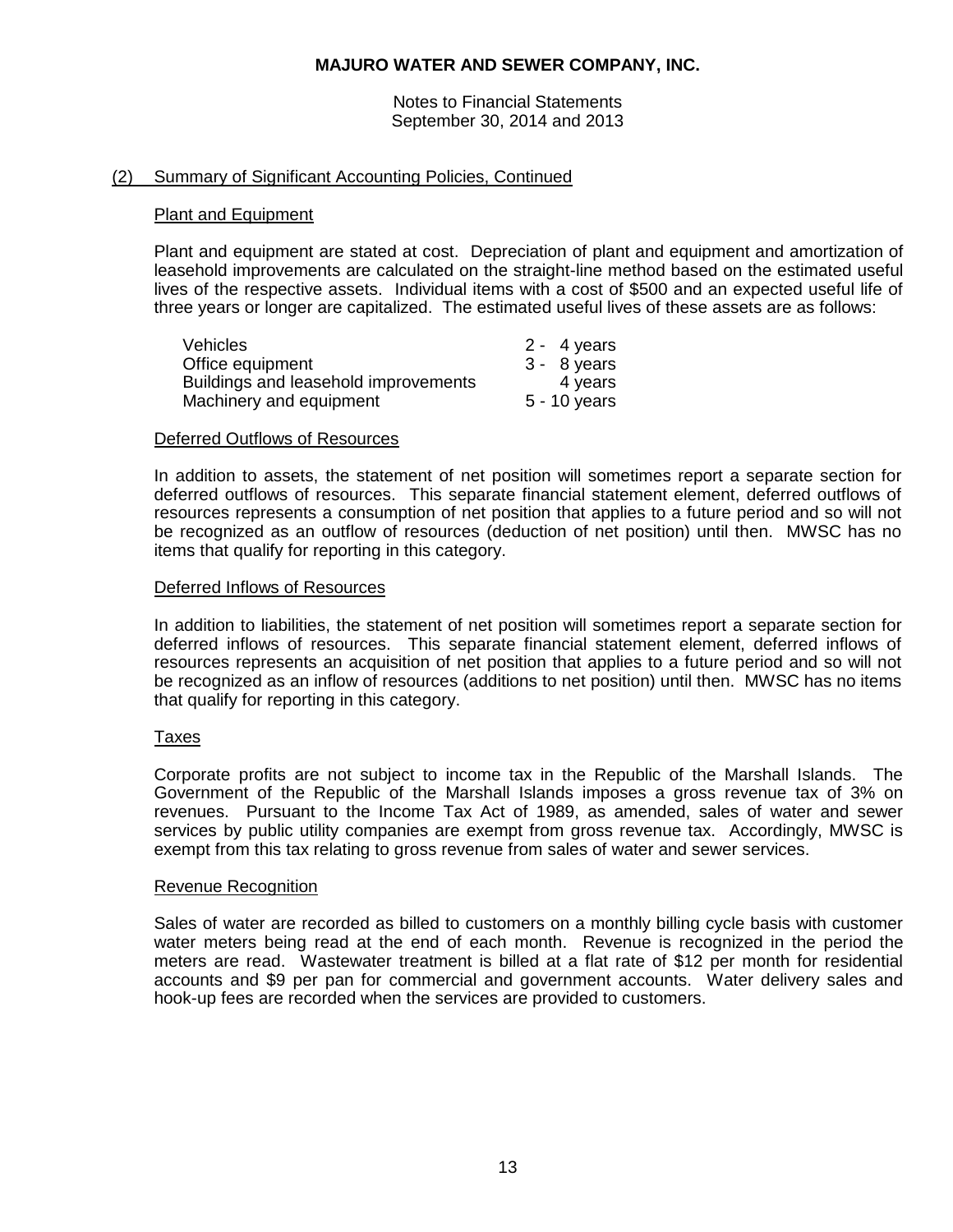**MAJURO WATER AND SEWER COMPANY, INC.**

Notes to Financial Statements
September 30, 2014 and 2013

## (2) Summary of Significant Accounting Policies, Continued

### Plant and Equipment

Plant and equipment are stated at cost. Depreciation of plant and equipment and amortization of leasehold improvements are calculated on the straight-line method based on the estimated useful lives of the respective assets. Individual items with a cost of $500 and an expected useful life of three years or longer are capitalized. The estimated useful lives of these assets are as follows:

| | |
|---|---|
| Vehicles | 2 - 4 years |
| Office equipment | 3 - 8 years |
| Buildings and leasehold improvements | 4 years |
| Machinery and equipment | 5 - 10 years |

### Deferred Outflows of Resources

In addition to assets, the statement of net position will sometimes report a separate section for deferred outflows of resources. This separate financial statement element, deferred outflows of resources represents a consumption of net position that applies to a future period and so will not be recognized as an outflow of resources (deduction of net position) until then. MWSC has no items that qualify for reporting in this category.

### Deferred Inflows of Resources

In addition to liabilities, the statement of net position will sometimes report a separate section for deferred inflows of resources. This separate financial statement element, deferred inflows of resources represents an acquisition of net position that applies to a future period and so will not be recognized as an inflow of resources (additions to net position) until then. MWSC has no items that qualify for reporting in this category.

### Taxes

Corporate profits are not subject to income tax in the Republic of the Marshall Islands. The Government of the Republic of the Marshall Islands imposes a gross revenue tax of 3% on revenues. Pursuant to the Income Tax Act of 1989, as amended, sales of water and sewer services by public utility companies are exempt from gross revenue tax. Accordingly, MWSC is exempt from this tax relating to gross revenue from sales of water and sewer services.

### Revenue Recognition

Sales of water are recorded as billed to customers on a monthly billing cycle basis with customer water meters being read at the end of each month. Revenue is recognized in the period the meters are read. Wastewater treatment is billed at a flat rate of $12 per month for residential accounts and $9 per pan for commercial and government accounts. Water delivery sales and hook-up fees are recorded when the services are provided to customers.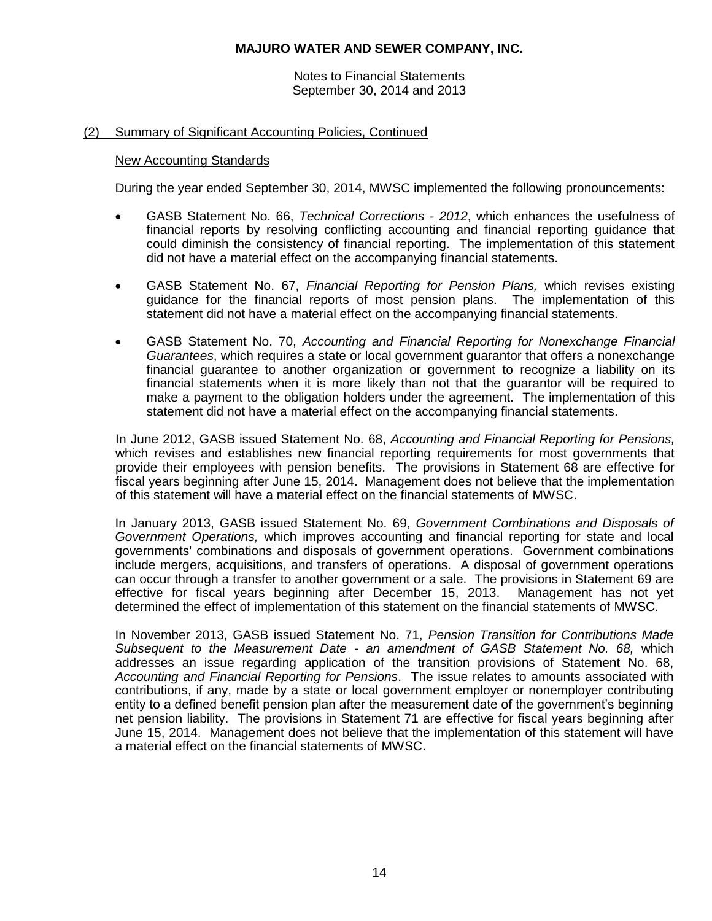## MAJURO WATER AND SEWER COMPANY, INC.

Notes to Financial Statements
September 30, 2014 and 2013

### (2) Summary of Significant Accounting Policies, Continued

#### New Accounting Standards

During the year ended September 30, 2014, MWSC implemented the following pronouncements:

- GASB Statement No. 66, *Technical Corrections - 2012*, which enhances the usefulness of financial reports by resolving conflicting accounting and financial reporting guidance that could diminish the consistency of financial reporting. The implementation of this statement did not have a material effect on the accompanying financial statements.

- GASB Statement No. 67, *Financial Reporting for Pension Plans,* which revises existing guidance for the financial reports of most pension plans. The implementation of this statement did not have a material effect on the accompanying financial statements.

- GASB Statement No. 70, *Accounting and Financial Reporting for Nonexchange Financial Guarantees*, which requires a state or local government guarantor that offers a nonexchange financial guarantee to another organization or government to recognize a liability on its financial statements when it is more likely than not that the guarantor will be required to make a payment to the obligation holders under the agreement. The implementation of this statement did not have a material effect on the accompanying financial statements.

In June 2012, GASB issued Statement No. 68, *Accounting and Financial Reporting for Pensions,* which revises and establishes new financial reporting requirements for most governments that provide their employees with pension benefits. The provisions in Statement 68 are effective for fiscal years beginning after June 15, 2014. Management does not believe that the implementation of this statement will have a material effect on the financial statements of MWSC.

In January 2013, GASB issued Statement No. 69, *Government Combinations and Disposals of Government Operations,* which improves accounting and financial reporting for state and local governments' combinations and disposals of government operations. Government combinations include mergers, acquisitions, and transfers of operations. A disposal of government operations can occur through a transfer to another government or a sale. The provisions in Statement 69 are effective for fiscal years beginning after December 15, 2013. Management has not yet determined the effect of implementation of this statement on the financial statements of MWSC.

In November 2013, GASB issued Statement No. 71, *Pension Transition for Contributions Made Subsequent to the Measurement Date - an amendment of GASB Statement No. 68,* which addresses an issue regarding application of the transition provisions of Statement No. 68, *Accounting and Financial Reporting for Pensions*. The issue relates to amounts associated with contributions, if any, made by a state or local government employer or nonemployer contributing entity to a defined benefit pension plan after the measurement date of the government's beginning net pension liability. The provisions in Statement 71 are effective for fiscal years beginning after June 15, 2014. Management does not believe that the implementation of this statement will have a material effect on the financial statements of MWSC.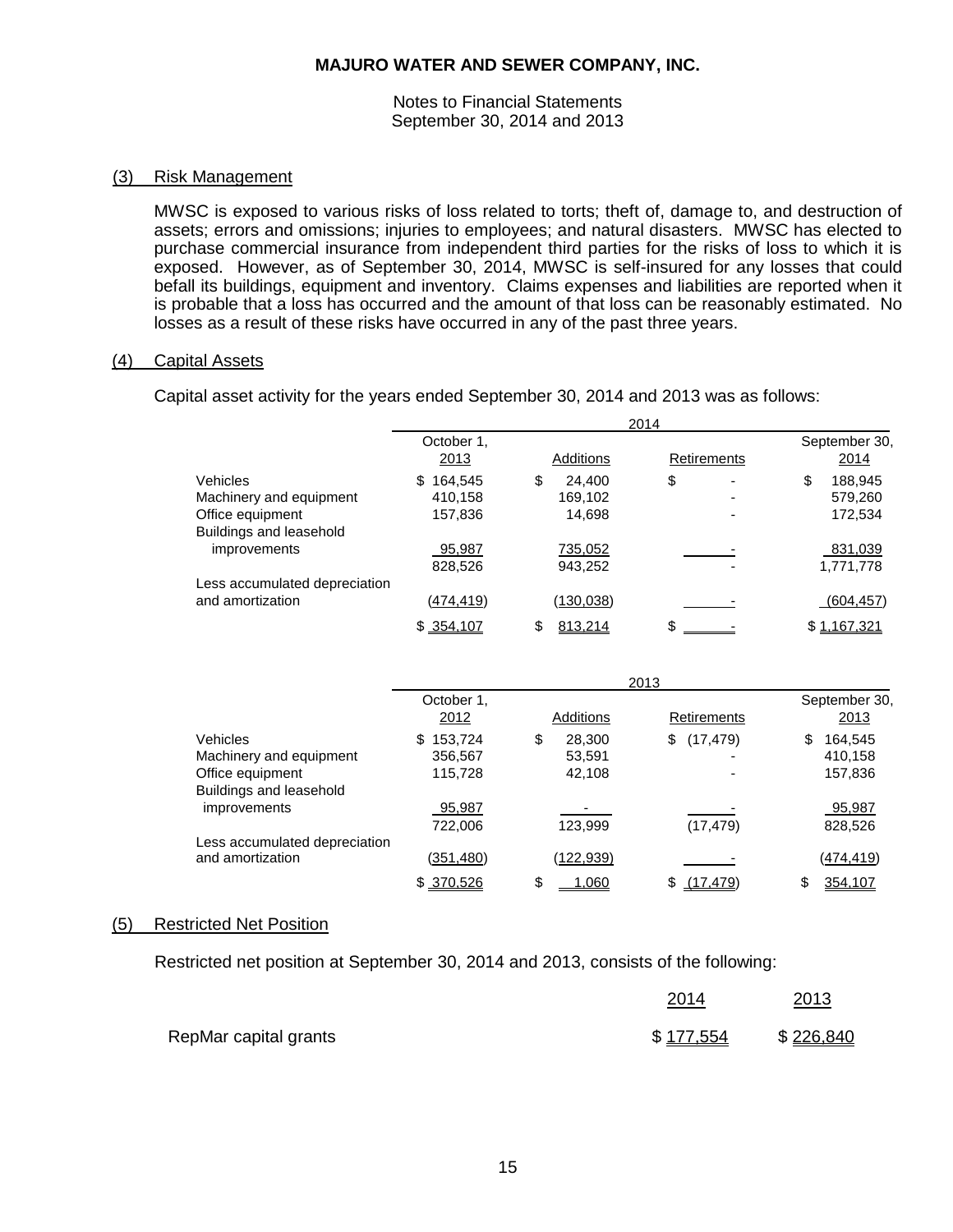## MAJURO WATER AND SEWER COMPANY, INC.

Notes to Financial Statements
September 30, 2014 and 2013

### (3) Risk Management

MWSC is exposed to various risks of loss related to torts; theft of, damage to, and destruction of assets; errors and omissions; injuries to employees; and natural disasters. MWSC has elected to purchase commercial insurance from independent third parties for the risks of loss to which it is exposed. However, as of September 30, 2014, MWSC is self-insured for any losses that could befall its buildings, equipment and inventory. Claims expenses and liabilities are reported when it is probable that a loss has occurred and the amount of that loss can be reasonably estimated. No losses as a result of these risks have occurred in any of the past three years.

### (4) Capital Assets

Capital asset activity for the years ended September 30, 2014 and 2013 was as follows:

| | 2014 | | | |
|---|---|---|---|---|
| | October 1, 2013 | Additions | Retirements | September 30, 2014 |
| Vehicles | $ 164,545 | $ 24,400 | $ - | $ 188,945 |
| Machinery and equipment | 410,158 | 169,102 | - | 579,260 |
| Office equipment | 157,836 | 14,698 | - | 172,534 |
| Buildings and leasehold improvements | 95,987 | 735,052 | - | 831,039 |
| | 828,526 | 943,252 | - | 1,771,778 |
| Less accumulated depreciation and amortization | (474,419) | (130,038) | - | (604,457) |
| | $ 354,107 | $ 813,214 | $ - | $ 1,167,321 |

| | 2013 | | | |
|---|---|---|---|---|
| | October 1, 2012 | Additions | Retirements | September 30, 2013 |
| Vehicles | $ 153,724 | $ 28,300 | $ (17,479) | $ 164,545 |
| Machinery and equipment | 356,567 | 53,591 | - | 410,158 |
| Office equipment | 115,728 | 42,108 | - | 157,836 |
| Buildings and leasehold improvements | 95,987 | - | - | 95,987 |
| | 722,006 | 123,999 | (17,479) | 828,526 |
| Less accumulated depreciation and amortization | (351,480) | (122,939) | - | (474,419) |
| | $ 370,526 | $ 1,060 | $ (17,479) | $ 354,107 |

### (5) Restricted Net Position

Restricted net position at September 30, 2014 and 2013, consists of the following:

| | 2014 | 2013 |
|---|---|---|
| RepMar capital grants | $ 177,554 | $ 226,840 |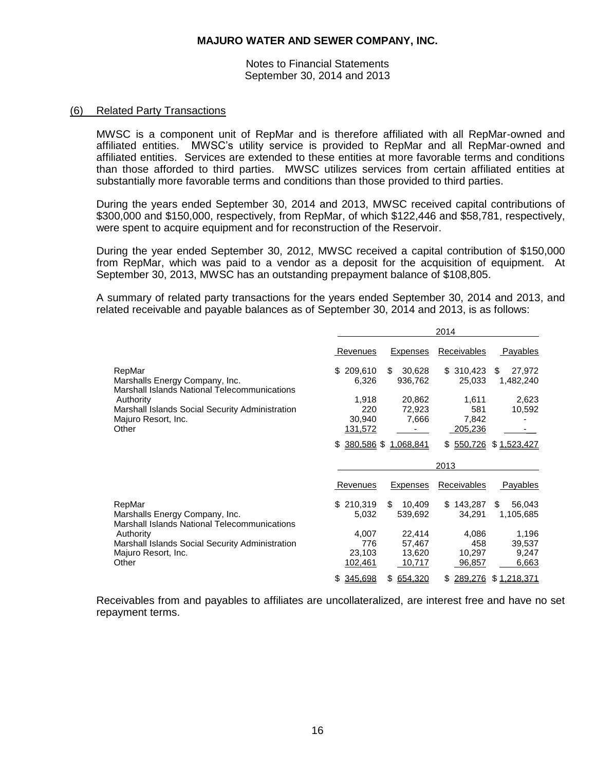**MAJURO WATER AND SEWER COMPANY, INC.**

Notes to Financial Statements
September 30, 2014 and 2013

## (6) Related Party Transactions

MWSC is a component unit of RepMar and is therefore affiliated with all RepMar-owned and affiliated entities. MWSC's utility service is provided to RepMar and all RepMar-owned and affiliated entities. Services are extended to these entities at more favorable terms and conditions than those afforded to third parties. MWSC utilizes services from certain affiliated entities at substantially more favorable terms and conditions than those provided to third parties.

During the years ended September 30, 2014 and 2013, MWSC received capital contributions of $300,000 and $150,000, respectively, from RepMar, of which $122,446 and $58,781, respectively, were spent to acquire equipment and for reconstruction of the Reservoir.

During the year ended September 30, 2012, MWSC received a capital contribution of $150,000 from RepMar, which was paid to a vendor as a deposit for the acquisition of equipment. At September 30, 2013, MWSC has an outstanding prepayment balance of $108,805.

A summary of related party transactions for the years ended September 30, 2014 and 2013, and related receivable and payable balances as of September 30, 2014 and 2013, is as follows:

| | 2014 | | | |
|---|---|---|---|---|
| | Revenues | Expenses | Receivables | Payables |
| RepMar | $ 209,610 | $ 30,628 | $ 310,423 | $ 27,972 |
| Marshalls Energy Company, Inc. | 6,326 | 936,762 | 25,033 | 1,482,240 |
| Marshall Islands National Telecommunications Authority | 1,918 | 20,862 | 1,611 | 2,623 |
| Marshall Islands Social Security Administration | 220 | 72,923 | 581 | 10,592 |
| Majuro Resort, Inc. | 30,940 | 7,666 | 7,842 | - |
| Other | 131,572 | - | 205,236 | - |
| | $ 380,586 | $ 1,068,841 | $ 550,726 | $ 1,523,427 |

| | 2013 | | | |
|---|---|---|---|---|
| | Revenues | Expenses | Receivables | Payables |
| RepMar | $ 210,319 | $ 10,409 | $ 143,287 | $ 56,043 |
| Marshalls Energy Company, Inc. | 5,032 | 539,692 | 34,291 | 1,105,685 |
| Marshall Islands National Telecommunications Authority | 4,007 | 22,414 | 4,086 | 1,196 |
| Marshall Islands Social Security Administration | 776 | 57,467 | 458 | 39,537 |
| Majuro Resort, Inc. | 23,103 | 13,620 | 10,297 | 9,247 |
| Other | 102,461 | 10,717 | 96,857 | 6,663 |
| | $ 345,698 | $ 654,320 | $ 289,276 | $ 1,218,371 |

Receivables from and payables to affiliates are uncollateralized, are interest free and have no set repayment terms.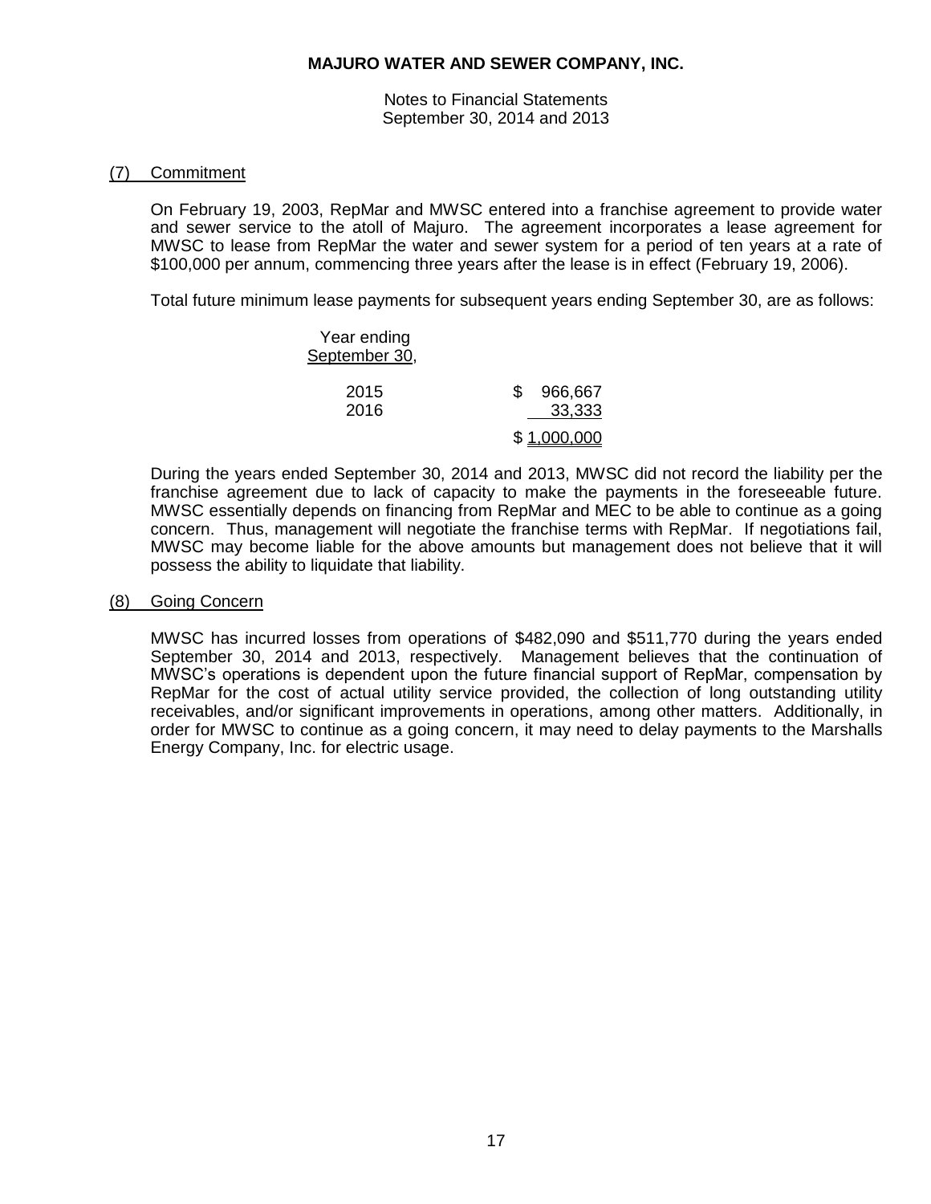## (7) Commitment

On February 19, 2003, RepMar and MWSC entered into a franchise agreement to provide water and sewer service to the atoll of Majuro. The agreement incorporates a lease agreement for MWSC to lease from RepMar the water and sewer system for a period of ten years at a rate of $100,000 per annum, commencing three years after the lease is in effect (February 19, 2006).

Total future minimum lease payments for subsequent years ending September 30, are as follows:

| Year ending September 30, | |
|---|---|
| 2015 | $ 966,667 |
| 2016 | 33,333 |
| | $ 1,000,000 |

During the years ended September 30, 2014 and 2013, MWSC did not record the liability per the franchise agreement due to lack of capacity to make the payments in the foreseeable future. MWSC essentially depends on financing from RepMar and MEC to be able to continue as a going concern. Thus, management will negotiate the franchise terms with RepMar. If negotiations fail, MWSC may become liable for the above amounts but management does not believe that it will possess the ability to liquidate that liability.

## (8) Going Concern

MWSC has incurred losses from operations of $482,090 and $511,770 during the years ended September 30, 2014 and 2013, respectively. Management believes that the continuation of MWSC's operations is dependent upon the future financial support of RepMar, compensation by RepMar for the cost of actual utility service provided, the collection of long outstanding utility receivables, and/or significant improvements in operations, among other matters. Additionally, in order for MWSC to continue as a going concern, it may need to delay payments to the Marshalls Energy Company, Inc. for electric usage.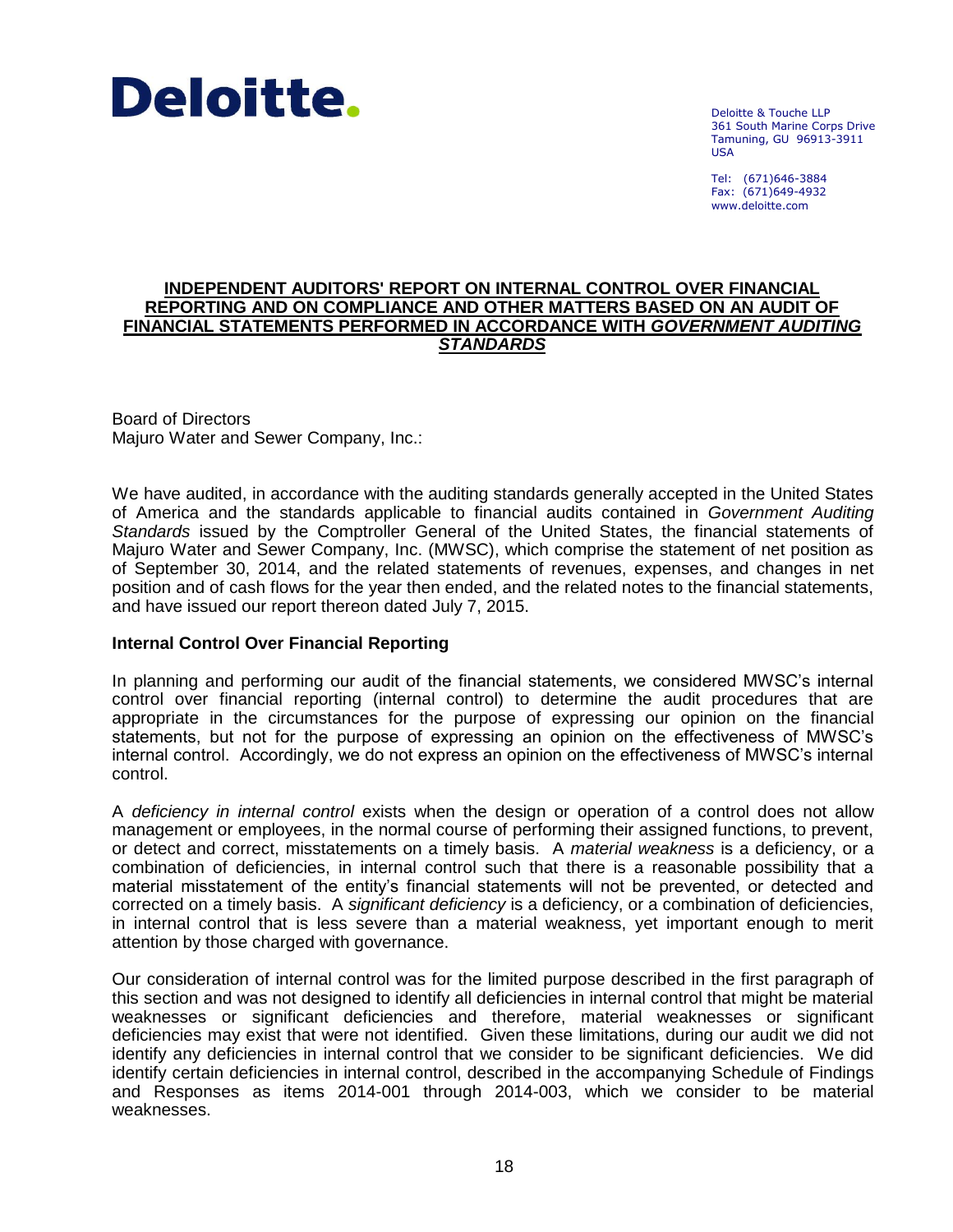Deloitte.

Deloitte & Touche LLP
361 South Marine Corps Drive
Tamuning, GU 96913-3911
USA

Tel: (671)646-3884
Fax: (671)649-4932
www.deloitte.com

## INDEPENDENT AUDITORS' REPORT ON INTERNAL CONTROL OVER FINANCIAL REPORTING AND ON COMPLIANCE AND OTHER MATTERS BASED ON AN AUDIT OF FINANCIAL STATEMENTS PERFORMED IN ACCORDANCE WITH *GOVERNMENT AUDITING STANDARDS*

Board of Directors
Majuro Water and Sewer Company, Inc.:

We have audited, in accordance with the auditing standards generally accepted in the United States of America and the standards applicable to financial audits contained in *Government Auditing Standards* issued by the Comptroller General of the United States, the financial statements of Majuro Water and Sewer Company, Inc. (MWSC), which comprise the statement of net position as of September 30, 2014, and the related statements of revenues, expenses, and changes in net position and of cash flows for the year then ended, and the related notes to the financial statements, and have issued our report thereon dated July 7, 2015.

### Internal Control Over Financial Reporting

In planning and performing our audit of the financial statements, we considered MWSC's internal control over financial reporting (internal control) to determine the audit procedures that are appropriate in the circumstances for the purpose of expressing our opinion on the financial statements, but not for the purpose of expressing an opinion on the effectiveness of MWSC's internal control. Accordingly, we do not express an opinion on the effectiveness of MWSC's internal control.

A *deficiency in internal control* exists when the design or operation of a control does not allow management or employees, in the normal course of performing their assigned functions, to prevent, or detect and correct, misstatements on a timely basis. A *material weakness* is a deficiency, or a combination of deficiencies, in internal control such that there is a reasonable possibility that a material misstatement of the entity's financial statements will not be prevented, or detected and corrected on a timely basis. A *significant deficiency* is a deficiency, or a combination of deficiencies, in internal control that is less severe than a material weakness, yet important enough to merit attention by those charged with governance.

Our consideration of internal control was for the limited purpose described in the first paragraph of this section and was not designed to identify all deficiencies in internal control that might be material weaknesses or significant deficiencies and therefore, material weaknesses or significant deficiencies may exist that were not identified. Given these limitations, during our audit we did not identify any deficiencies in internal control that we consider to be significant deficiencies. We did identify certain deficiencies in internal control, described in the accompanying Schedule of Findings and Responses as items 2014-001 through 2014-003, which we consider to be material weaknesses.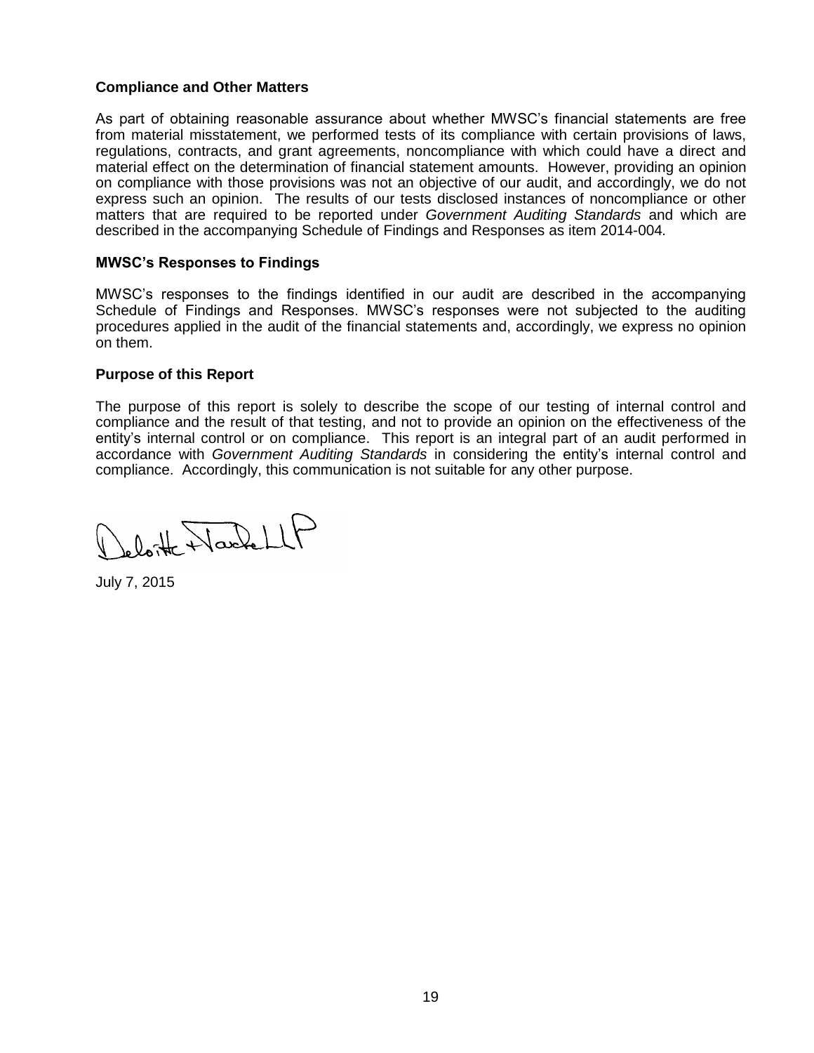**Compliance and Other Matters**

As part of obtaining reasonable assurance about whether MWSC's financial statements are free from material misstatement, we performed tests of its compliance with certain provisions of laws, regulations, contracts, and grant agreements, noncompliance with which could have a direct and material effect on the determination of financial statement amounts. However, providing an opinion on compliance with those provisions was not an objective of our audit, and accordingly, we do not express such an opinion. The results of our tests disclosed instances of noncompliance or other matters that are required to be reported under *Government Auditing Standards* and which are described in the accompanying Schedule of Findings and Responses as item 2014-004.

**MWSC's Responses to Findings**

MWSC's responses to the findings identified in our audit are described in the accompanying Schedule of Findings and Responses. MWSC's responses were not subjected to the auditing procedures applied in the audit of the financial statements and, accordingly, we express no opinion on them.

**Purpose of this Report**

The purpose of this report is solely to describe the scope of our testing of internal control and compliance and the result of that testing, and not to provide an opinion on the effectiveness of the entity's internal control or on compliance. This report is an integral part of an audit performed in accordance with *Government Auditing Standards* in considering the entity's internal control and compliance. Accordingly, this communication is not suitable for any other purpose.

Deloitte & Touche LLP

July 7, 2015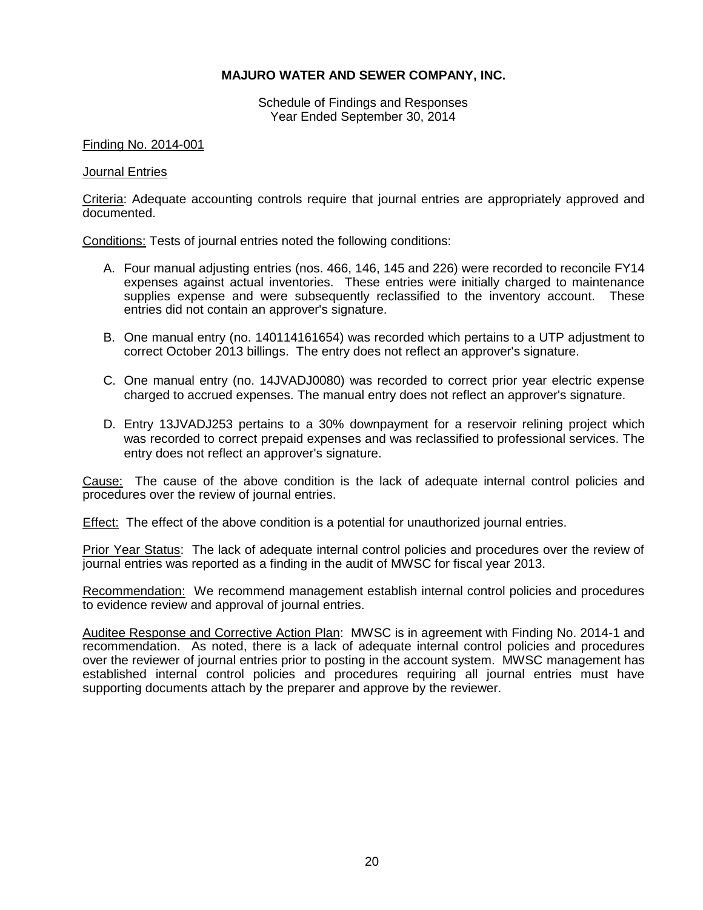**MAJURO WATER AND SEWER COMPANY, INC.**

Schedule of Findings and Responses
Year Ended September 30, 2014

Finding No. 2014-001

Journal Entries

Criteria: Adequate accounting controls require that journal entries are appropriately approved and documented.

Conditions: Tests of journal entries noted the following conditions:

A. Four manual adjusting entries (nos. 466, 146, 145 and 226) were recorded to reconcile FY14 expenses against actual inventories. These entries were initially charged to maintenance supplies expense and were subsequently reclassified to the inventory account. These entries did not contain an approver's signature.

B. One manual entry (no. 140114161654) was recorded which pertains to a UTP adjustment to correct October 2013 billings. The entry does not reflect an approver's signature.

C. One manual entry (no. 14JVADJ0080) was recorded to correct prior year electric expense charged to accrued expenses. The manual entry does not reflect an approver's signature.

D. Entry 13JVADJ253 pertains to a 30% downpayment for a reservoir relining project which was recorded to correct prepaid expenses and was reclassified to professional services. The entry does not reflect an approver's signature.

Cause: The cause of the above condition is the lack of adequate internal control policies and procedures over the review of journal entries.

Effect: The effect of the above condition is a potential for unauthorized journal entries.

Prior Year Status: The lack of adequate internal control policies and procedures over the review of journal entries was reported as a finding in the audit of MWSC for fiscal year 2013.

Recommendation: We recommend management establish internal control policies and procedures to evidence review and approval of journal entries.

Auditee Response and Corrective Action Plan: MWSC is in agreement with Finding No. 2014-1 and recommendation. As noted, there is a lack of adequate internal control policies and procedures over the reviewer of journal entries prior to posting in the account system. MWSC management has established internal control policies and procedures requiring all journal entries must have supporting documents attach by the preparer and approve by the reviewer.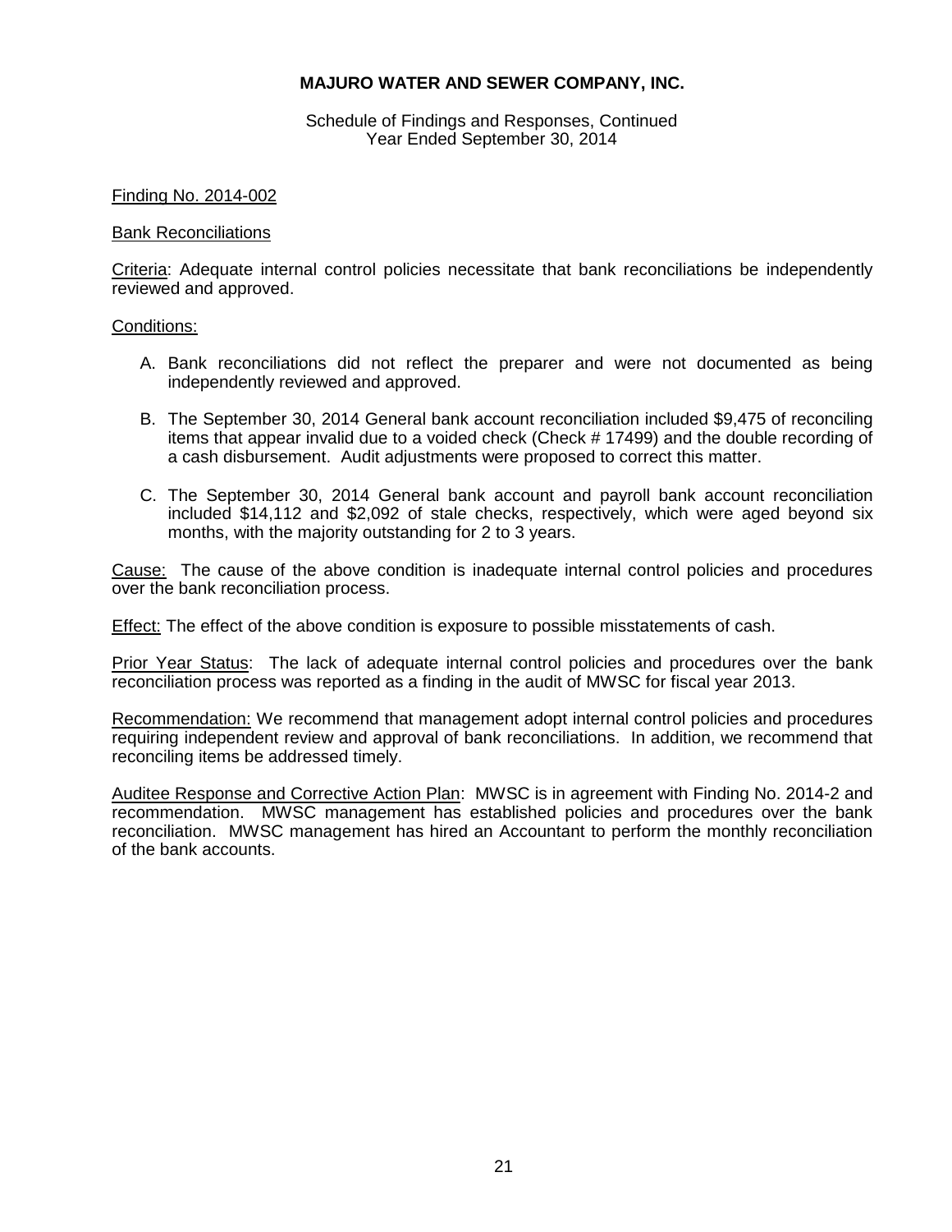# MAJURO WATER AND SEWER COMPANY, INC.

Schedule of Findings and Responses, Continued
Year Ended September 30, 2014

Finding No. 2014-002

Bank Reconciliations

Criteria: Adequate internal control policies necessitate that bank reconciliations be independently reviewed and approved.

Conditions:

A. Bank reconciliations did not reflect the preparer and were not documented as being independently reviewed and approved.

B. The September 30, 2014 General bank account reconciliation included $9,475 of reconciling items that appear invalid due to a voided check (Check # 17499) and the double recording of a cash disbursement. Audit adjustments were proposed to correct this matter.

C. The September 30, 2014 General bank account and payroll bank account reconciliation included $14,112 and $2,092 of stale checks, respectively, which were aged beyond six months, with the majority outstanding for 2 to 3 years.

Cause: The cause of the above condition is inadequate internal control policies and procedures over the bank reconciliation process.

Effect: The effect of the above condition is exposure to possible misstatements of cash.

Prior Year Status: The lack of adequate internal control policies and procedures over the bank reconciliation process was reported as a finding in the audit of MWSC for fiscal year 2013.

Recommendation: We recommend that management adopt internal control policies and procedures requiring independent review and approval of bank reconciliations. In addition, we recommend that reconciling items be addressed timely.

Auditee Response and Corrective Action Plan: MWSC is in agreement with Finding No. 2014-2 and recommendation. MWSC management has established policies and procedures over the bank reconciliation. MWSC management has hired an Accountant to perform the monthly reconciliation of the bank accounts.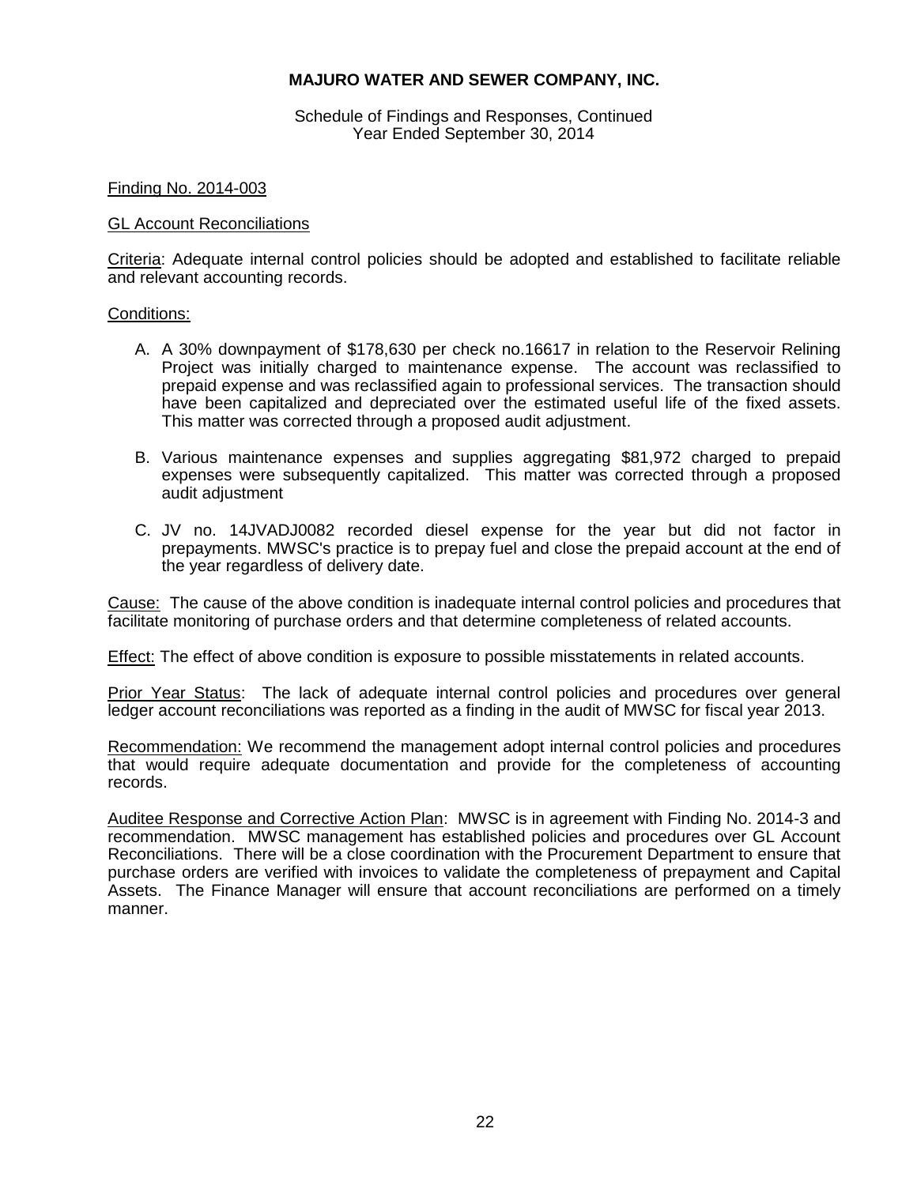**MAJURO WATER AND SEWER COMPANY, INC.**

Schedule of Findings and Responses, Continued
Year Ended September 30, 2014

Finding No. 2014-003

GL Account Reconciliations

Criteria: Adequate internal control policies should be adopted and established to facilitate reliable and relevant accounting records.

Conditions:

A. A 30% downpayment of $178,630 per check no.16617 in relation to the Reservoir Relining Project was initially charged to maintenance expense. The account was reclassified to prepaid expense and was reclassified again to professional services. The transaction should have been capitalized and depreciated over the estimated useful life of the fixed assets. This matter was corrected through a proposed audit adjustment.

B. Various maintenance expenses and supplies aggregating $81,972 charged to prepaid expenses were subsequently capitalized. This matter was corrected through a proposed audit adjustment

C. JV no. 14JVADJ0082 recorded diesel expense for the year but did not factor in prepayments. MWSC's practice is to prepay fuel and close the prepaid account at the end of the year regardless of delivery date.

Cause: The cause of the above condition is inadequate internal control policies and procedures that facilitate monitoring of purchase orders and that determine completeness of related accounts.

Effect: The effect of above condition is exposure to possible misstatements in related accounts.

Prior Year Status: The lack of adequate internal control policies and procedures over general ledger account reconciliations was reported as a finding in the audit of MWSC for fiscal year 2013.

Recommendation: We recommend the management adopt internal control policies and procedures that would require adequate documentation and provide for the completeness of accounting records.

Auditee Response and Corrective Action Plan: MWSC is in agreement with Finding No. 2014-3 and recommendation. MWSC management has established policies and procedures over GL Account Reconciliations. There will be a close coordination with the Procurement Department to ensure that purchase orders are verified with invoices to validate the completeness of prepayment and Capital Assets. The Finance Manager will ensure that account reconciliations are performed on a timely manner.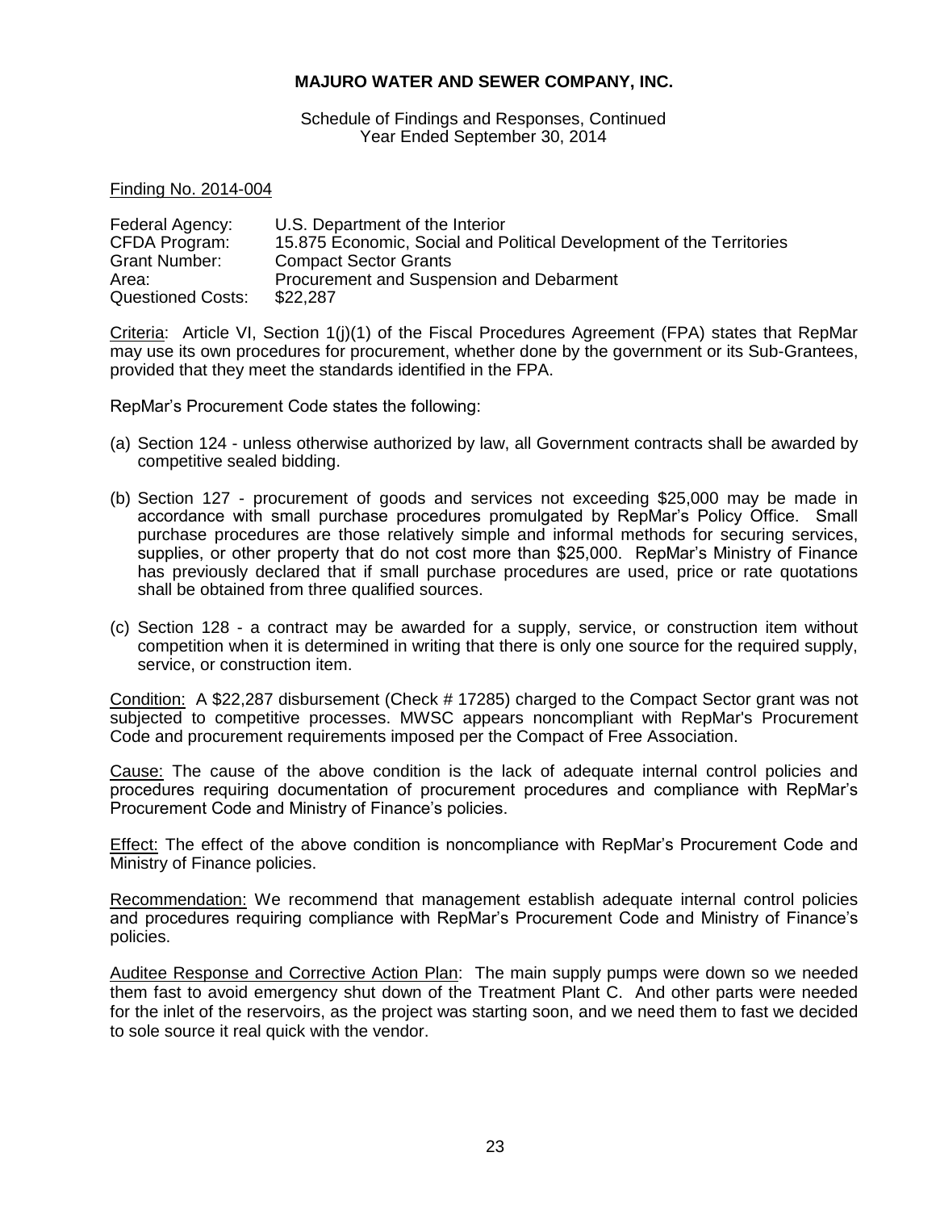**MAJURO WATER AND SEWER COMPANY, INC.**

Schedule of Findings and Responses, Continued
Year Ended September 30, 2014

Finding No. 2014-004

| | |
|---|---|
| Federal Agency: | U.S. Department of the Interior |
| CFDA Program: | 15.875 Economic, Social and Political Development of the Territories |
| Grant Number: | Compact Sector Grants |
| Area: | Procurement and Suspension and Debarment |
| Questioned Costs: | $22,287 |

Criteria: Article VI, Section 1(j)(1) of the Fiscal Procedures Agreement (FPA) states that RepMar may use its own procedures for procurement, whether done by the government or its Sub-Grantees, provided that they meet the standards identified in the FPA.

RepMar's Procurement Code states the following:

(a) Section 124 - unless otherwise authorized by law, all Government contracts shall be awarded by competitive sealed bidding.

(b) Section 127 - procurement of goods and services not exceeding $25,000 may be made in accordance with small purchase procedures promulgated by RepMar's Policy Office. Small purchase procedures are those relatively simple and informal methods for securing services, supplies, or other property that do not cost more than $25,000. RepMar's Ministry of Finance has previously declared that if small purchase procedures are used, price or rate quotations shall be obtained from three qualified sources.

(c) Section 128 - a contract may be awarded for a supply, service, or construction item without competition when it is determined in writing that there is only one source for the required supply, service, or construction item.

Condition: A $22,287 disbursement (Check # 17285) charged to the Compact Sector grant was not subjected to competitive processes. MWSC appears noncompliant with RepMar's Procurement Code and procurement requirements imposed per the Compact of Free Association.

Cause: The cause of the above condition is the lack of adequate internal control policies and procedures requiring documentation of procurement procedures and compliance with RepMar's Procurement Code and Ministry of Finance's policies.

Effect: The effect of the above condition is noncompliance with RepMar's Procurement Code and Ministry of Finance policies.

Recommendation: We recommend that management establish adequate internal control policies and procedures requiring compliance with RepMar's Procurement Code and Ministry of Finance's policies.

Auditee Response and Corrective Action Plan: The main supply pumps were down so we needed them fast to avoid emergency shut down of the Treatment Plant C. And other parts were needed for the inlet of the reservoirs, as the project was starting soon, and we need them to fast we decided to sole source it real quick with the vendor.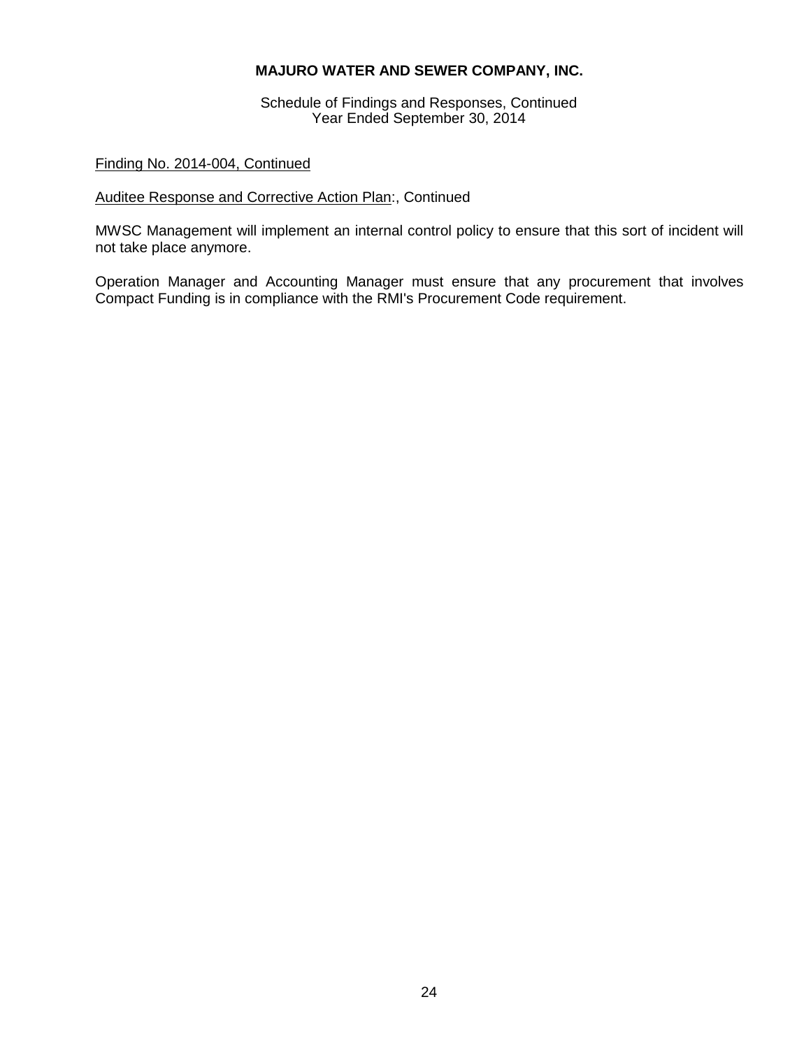**MAJURO WATER AND SEWER COMPANY, INC.**

Schedule of Findings and Responses, Continued
Year Ended September 30, 2014

Finding No. 2014-004, Continued

Auditee Response and Corrective Action Plan:, Continued

MWSC Management will implement an internal control policy to ensure that this sort of incident will not take place anymore.

Operation Manager and Accounting Manager must ensure that any procurement that involves Compact Funding is in compliance with the RMI's Procurement Code requirement.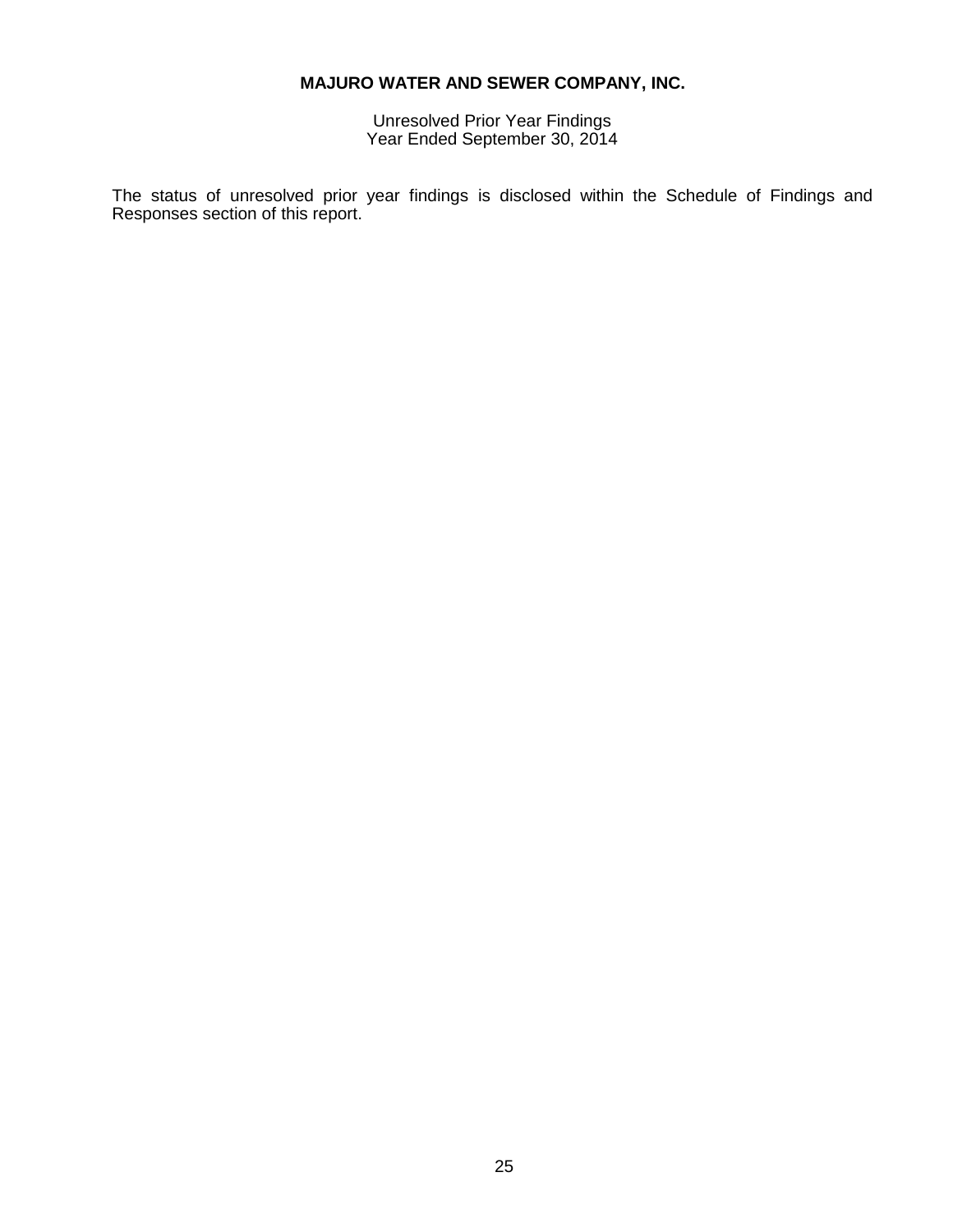**MAJURO WATER AND SEWER COMPANY, INC.**

Unresolved Prior Year Findings
Year Ended September 30, 2014

The status of unresolved prior year findings is disclosed within the Schedule of Findings and Responses section of this report.